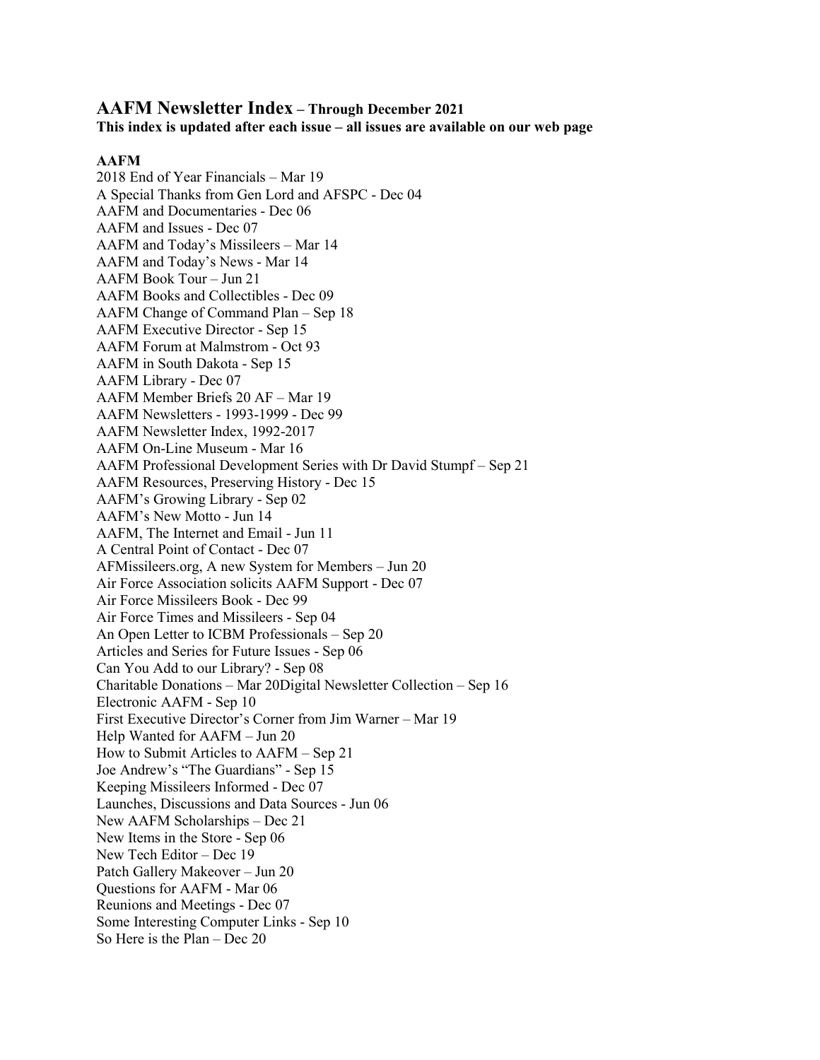# AAFM Newsletter Index – Through December 2021

**This index is updated after each issue – all issues are available on our web page**

**AAFM**

2018 End of Year Financials – Mar 19
A Special Thanks from Gen Lord and AFSPC - Dec 04
AAFM and Documentaries - Dec 06
AAFM and Issues - Dec 07
AAFM and Today's Missileers – Mar 14
AAFM and Today's News - Mar 14
AAFM Book Tour – Jun 21
AAFM Books and Collectibles - Dec 09
AAFM Change of Command Plan – Sep 18
AAFM Executive Director - Sep 15
AAFM Forum at Malmstrom - Oct 93
AAFM in South Dakota - Sep 15
AAFM Library - Dec 07
AAFM Member Briefs 20 AF – Mar 19
AAFM Newsletters - 1993-1999 - Dec 99
AAFM Newsletter Index, 1992-2017
AAFM On-Line Museum - Mar 16
AAFM Professional Development Series with Dr David Stumpf – Sep 21
AAFM Resources, Preserving History - Dec 15
AAFM's Growing Library - Sep 02
AAFM's New Motto - Jun 14
AAFM, The Internet and Email - Jun 11
A Central Point of Contact - Dec 07
AFMissileers.org, A new System for Members – Jun 20
Air Force Association solicits AAFM Support - Dec 07
Air Force Missileers Book - Dec 99
Air Force Times and Missileers - Sep 04
An Open Letter to ICBM Professionals – Sep 20
Articles and Series for Future Issues - Sep 06
Can You Add to our Library? - Sep 08
Charitable Donations – Mar 20Digital Newsletter Collection – Sep 16
Electronic AAFM - Sep 10
First Executive Director's Corner from Jim Warner – Mar 19
Help Wanted for AAFM – Jun 20
How to Submit Articles to AAFM – Sep 21
Joe Andrew's "The Guardians" - Sep 15
Keeping Missileers Informed - Dec 07
Launches, Discussions and Data Sources - Jun 06
New AAFM Scholarships – Dec 21
New Items in the Store - Sep 06
New Tech Editor – Dec 19
Patch Gallery Makeover – Jun 20
Questions for AAFM - Mar 06
Reunions and Meetings - Dec 07
Some Interesting Computer Links - Sep 10
So Here is the Plan – Dec 20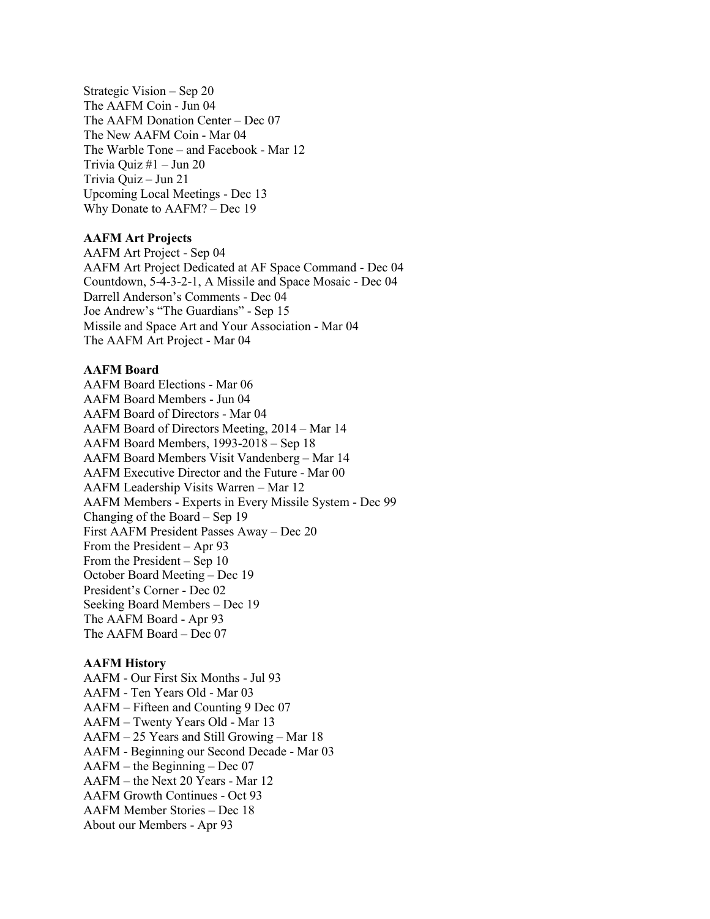Strategic Vision – Sep 20
The AAFM Coin - Jun 04
The AAFM Donation Center – Dec 07
The New AAFM Coin - Mar 04
The Warble Tone – and Facebook - Mar 12
Trivia Quiz #1 – Jun 20
Trivia Quiz – Jun 21
Upcoming Local Meetings - Dec 13
Why Donate to AAFM? – Dec 19

**AAFM Art Projects**
AAFM Art Project - Sep 04
AAFM Art Project Dedicated at AF Space Command - Dec 04
Countdown, 5-4-3-2-1, A Missile and Space Mosaic - Dec 04
Darrell Anderson's Comments - Dec 04
Joe Andrew's "The Guardians" - Sep 15
Missile and Space Art and Your Association - Mar 04
The AAFM Art Project - Mar 04

**AAFM Board**
AAFM Board Elections - Mar 06
AAFM Board Members - Jun 04
AAFM Board of Directors - Mar 04
AAFM Board of Directors Meeting, 2014 – Mar 14
AAFM Board Members, 1993-2018 – Sep 18
AAFM Board Members Visit Vandenberg – Mar 14
AAFM Executive Director and the Future - Mar 00
AAFM Leadership Visits Warren – Mar 12
AAFM Members - Experts in Every Missile System - Dec 99
Changing of the Board – Sep 19
First AAFM President Passes Away – Dec 20
From the President – Apr 93
From the President – Sep 10
October Board Meeting – Dec 19
President's Corner - Dec 02
Seeking Board Members – Dec 19
The AAFM Board - Apr 93
The AAFM Board – Dec 07

**AAFM History**
AAFM - Our First Six Months - Jul 93
AAFM - Ten Years Old - Mar 03
AAFM – Fifteen and Counting 9 Dec 07
AAFM – Twenty Years Old - Mar 13
AAFM – 25 Years and Still Growing – Mar 18
AAFM - Beginning our Second Decade - Mar 03
AAFM – the Beginning – Dec 07
AAFM – the Next 20 Years - Mar 12
AAFM Growth Continues - Oct 93
AAFM Member Stories – Dec 18
About our Members - Apr 93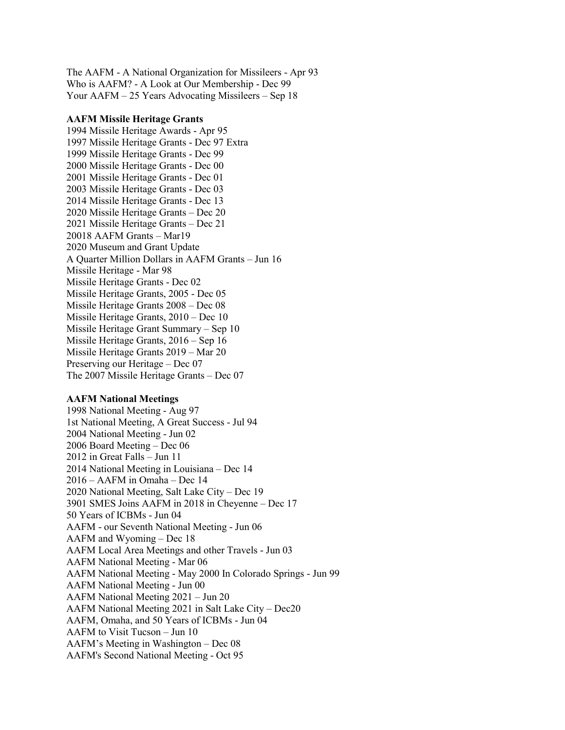The AAFM - A National Organization for Missileers - Apr 93
Who is AAFM? - A Look at Our Membership - Dec 99
Your AAFM – 25 Years Advocating Missileers – Sep 18

**AAFM Missile Heritage Grants**

1994 Missile Heritage Awards - Apr 95
1997 Missile Heritage Grants - Dec 97 Extra
1999 Missile Heritage Grants - Dec 99
2000 Missile Heritage Grants - Dec 00
2001 Missile Heritage Grants - Dec 01
2003 Missile Heritage Grants - Dec 03
2014 Missile Heritage Grants - Dec 13
2020 Missile Heritage Grants – Dec 20
2021 Missile Heritage Grants – Dec 21
20018 AAFM Grants – Mar19
2020 Museum and Grant Update
A Quarter Million Dollars in AAFM Grants – Jun 16
Missile Heritage - Mar 98
Missile Heritage Grants - Dec 02
Missile Heritage Grants, 2005 - Dec 05
Missile Heritage Grants 2008 – Dec 08
Missile Heritage Grants, 2010 – Dec 10
Missile Heritage Grant Summary – Sep 10
Missile Heritage Grants, 2016 – Sep 16
Missile Heritage Grants 2019 – Mar 20
Preserving our Heritage – Dec 07
The 2007 Missile Heritage Grants – Dec 07

**AAFM National Meetings**

1998 National Meeting - Aug 97
1st National Meeting, A Great Success - Jul 94
2004 National Meeting - Jun 02
2006 Board Meeting – Dec 06
2012 in Great Falls – Jun 11
2014 National Meeting in Louisiana – Dec 14
2016 – AAFM in Omaha – Dec 14
2020 National Meeting, Salt Lake City – Dec 19
3901 SMES Joins AAFM in 2018 in Cheyenne – Dec 17
50 Years of ICBMs - Jun 04
AAFM - our Seventh National Meeting - Jun 06
AAFM and Wyoming – Dec 18
AAFM Local Area Meetings and other Travels - Jun 03
AAFM National Meeting - Mar 06
AAFM National Meeting - May 2000 In Colorado Springs - Jun 99
AAFM National Meeting - Jun 00
AAFM National Meeting 2021 – Jun 20
AAFM National Meeting 2021 in Salt Lake City – Dec20
AAFM, Omaha, and 50 Years of ICBMs - Jun 04
AAFM to Visit Tucson – Jun 10
AAFM's Meeting in Washington – Dec 08
AAFM's Second National Meeting - Oct 95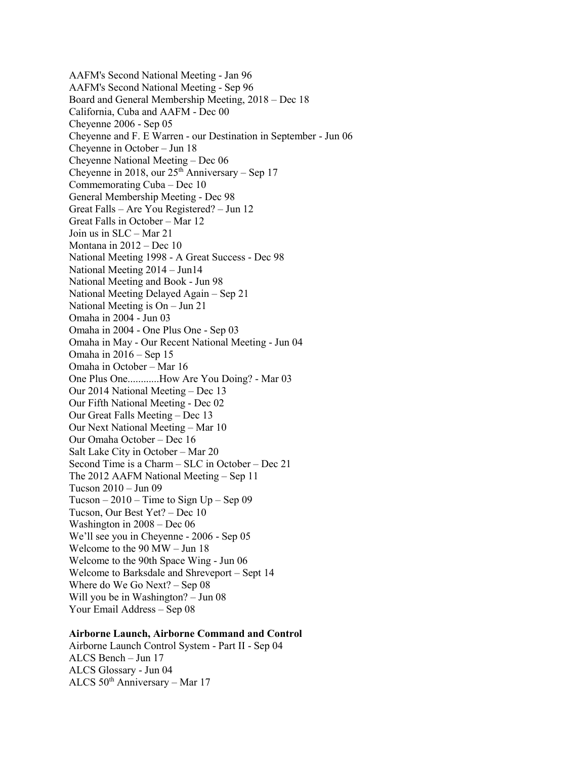AAFM's Second National Meeting - Jan 96
AAFM's Second National Meeting - Sep 96
Board and General Membership Meeting, 2018 – Dec 18
California, Cuba and AAFM - Dec 00
Cheyenne 2006 - Sep 05
Cheyenne and F. E Warren - our Destination in September - Jun 06
Cheyenne in October – Jun 18
Cheyenne National Meeting – Dec 06
Cheyenne in 2018, our 25th Anniversary – Sep 17
Commemorating Cuba – Dec 10
General Membership Meeting - Dec 98
Great Falls – Are You Registered? – Jun 12
Great Falls in October – Mar 12
Join us in SLC – Mar 21
Montana in 2012 – Dec 10
National Meeting 1998 - A Great Success - Dec 98
National Meeting 2014 – Jun14
National Meeting and Book - Jun 98
National Meeting Delayed Again – Sep 21
National Meeting is On – Jun 21
Omaha in 2004 - Jun 03
Omaha in 2004 - One Plus One - Sep 03
Omaha in May - Our Recent National Meeting - Jun 04
Omaha in 2016 – Sep 15
Omaha in October – Mar 16
One Plus One............How Are You Doing? - Mar 03
Our 2014 National Meeting – Dec 13
Our Fifth National Meeting - Dec 02
Our Great Falls Meeting – Dec 13
Our Next National Meeting – Mar 10
Our Omaha October – Dec 16
Salt Lake City in October – Mar 20
Second Time is a Charm – SLC in October – Dec 21
The 2012 AAFM National Meeting – Sep 11
Tucson 2010 – Jun 09
Tucson – 2010 – Time to Sign Up – Sep 09
Tucson, Our Best Yet? – Dec 10
Washington in 2008 – Dec 06
We'll see you in Cheyenne - 2006 - Sep 05
Welcome to the 90 MW – Jun 18
Welcome to the 90th Space Wing - Jun 06
Welcome to Barksdale and Shreveport – Sept 14
Where do We Go Next? – Sep 08
Will you be in Washington? – Jun 08
Your Email Address – Sep 08

**Airborne Launch, Airborne Command and Control**

Airborne Launch Control System - Part II - Sep 04
ALCS Bench – Jun 17
ALCS Glossary - Jun 04
ALCS 50th Anniversary – Mar 17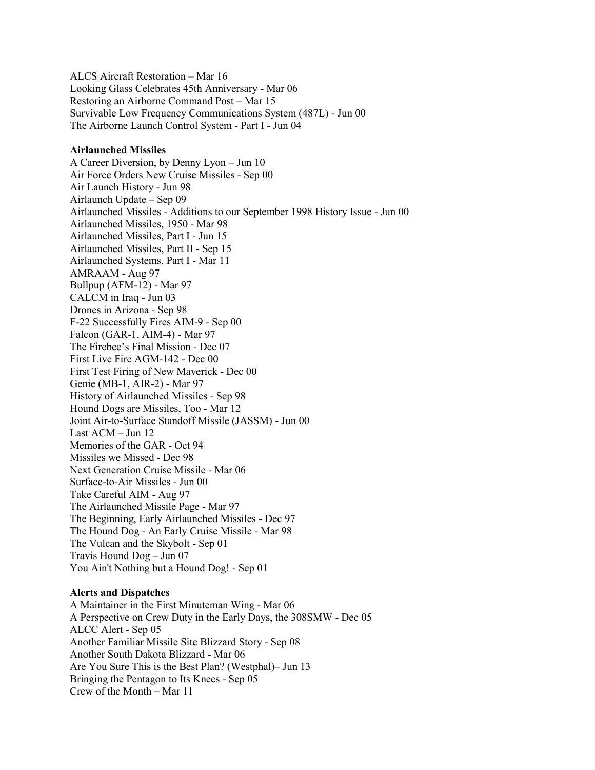ALCS Aircraft Restoration – Mar 16
Looking Glass Celebrates 45th Anniversary - Mar 06
Restoring an Airborne Command Post – Mar 15
Survivable Low Frequency Communications System (487L) - Jun 00
The Airborne Launch Control System - Part I - Jun 04

**Airlaunched Missiles**
A Career Diversion, by Denny Lyon – Jun 10
Air Force Orders New Cruise Missiles - Sep 00
Air Launch History - Jun 98
Airlaunch Update – Sep 09
Airlaunched Missiles - Additions to our September 1998 History Issue - Jun 00
Airlaunched Missiles, 1950 - Mar 98
Airlaunched Missiles, Part I - Jun 15
Airlaunched Missiles, Part II - Sep 15
Airlaunched Systems, Part I - Mar 11
AMRAAM - Aug 97
Bullpup (AFM-12) - Mar 97
CALCM in Iraq - Jun 03
Drones in Arizona - Sep 98
F-22 Successfully Fires AIM-9 - Sep 00
Falcon (GAR-1, AIM-4) - Mar 97
The Firebee's Final Mission - Dec 07
First Live Fire AGM-142 - Dec 00
First Test Firing of New Maverick - Dec 00
Genie (MB-1, AIR-2) - Mar 97
History of Airlaunched Missiles - Sep 98
Hound Dogs are Missiles, Too - Mar 12
Joint Air-to-Surface Standoff Missile (JASSM) - Jun 00
Last ACM – Jun 12
Memories of the GAR - Oct 94
Missiles we Missed - Dec 98
Next Generation Cruise Missile - Mar 06
Surface-to-Air Missiles - Jun 00
Take Careful AIM - Aug 97
The Airlaunched Missile Page - Mar 97
The Beginning, Early Airlaunched Missiles - Dec 97
The Hound Dog - An Early Cruise Missile - Mar 98
The Vulcan and the Skybolt - Sep 01
Travis Hound Dog – Jun 07
You Ain't Nothing but a Hound Dog! - Sep 01

**Alerts and Dispatches**
A Maintainer in the First Minuteman Wing - Mar 06
A Perspective on Crew Duty in the Early Days, the 308SMW - Dec 05
ALCC Alert - Sep 05
Another Familiar Missile Site Blizzard Story - Sep 08
Another South Dakota Blizzard - Mar 06
Are You Sure This is the Best Plan? (Westphal)– Jun 13
Bringing the Pentagon to Its Knees - Sep 05
Crew of the Month – Mar 11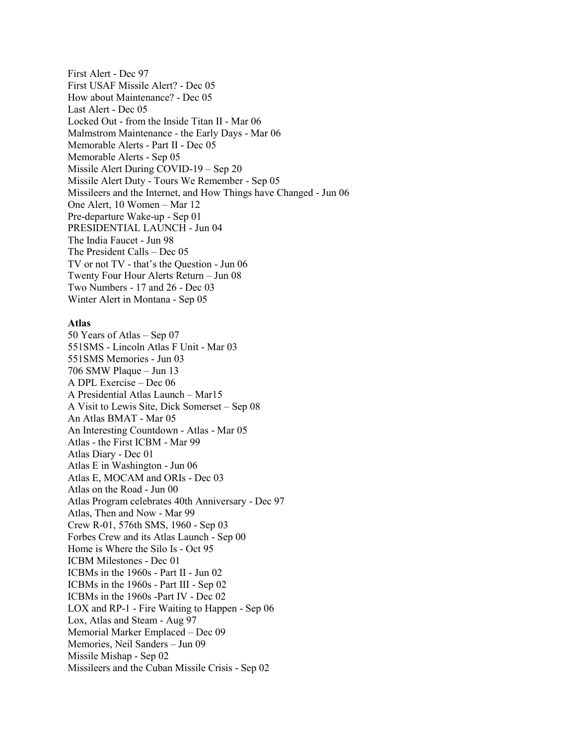First Alert - Dec 97
First USAF Missile Alert? - Dec 05
How about Maintenance? - Dec 05
Last Alert - Dec 05
Locked Out - from the Inside Titan II - Mar 06
Malmstrom Maintenance - the Early Days - Mar 06
Memorable Alerts - Part II - Dec 05
Memorable Alerts - Sep 05
Missile Alert During COVID-19 – Sep 20
Missile Alert Duty - Tours We Remember - Sep 05
Missileers and the Internet, and How Things have Changed - Jun 06
One Alert, 10 Women – Mar 12
Pre-departure Wake-up - Sep 01
PRESIDENTIAL LAUNCH - Jun 04
The India Faucet - Jun 98
The President Calls – Dec 05
TV or not TV - that's the Question - Jun 06
Twenty Four Hour Alerts Return – Jun 08
Two Numbers - 17 and 26 - Dec 03
Winter Alert in Montana - Sep 05

**Atlas**

50 Years of Atlas – Sep 07
551SMS - Lincoln Atlas F Unit - Mar 03
551SMS Memories - Jun 03
706 SMW Plaque – Jun 13
A DPL Exercise – Dec 06
A Presidential Atlas Launch – Mar15
A Visit to Lewis Site, Dick Somerset – Sep 08
An Atlas BMAT - Mar 05
An Interesting Countdown - Atlas - Mar 05
Atlas - the First ICBM - Mar 99
Atlas Diary - Dec 01
Atlas E in Washington - Jun 06
Atlas E, MOCAM and ORIs - Dec 03
Atlas on the Road - Jun 00
Atlas Program celebrates 40th Anniversary - Dec 97
Atlas, Then and Now - Mar 99
Crew R-01, 576th SMS, 1960 - Sep 03
Forbes Crew and its Atlas Launch - Sep 00
Home is Where the Silo Is - Oct 95
ICBM Milestones - Dec 01
ICBMs in the 1960s - Part II - Jun 02
ICBMs in the 1960s - Part III - Sep 02
ICBMs in the 1960s -Part IV - Dec 02
LOX and RP-1 - Fire Waiting to Happen - Sep 06
Lox, Atlas and Steam - Aug 97
Memorial Marker Emplaced – Dec 09
Memories, Neil Sanders – Jun 09
Missile Mishap - Sep 02
Missileers and the Cuban Missile Crisis - Sep 02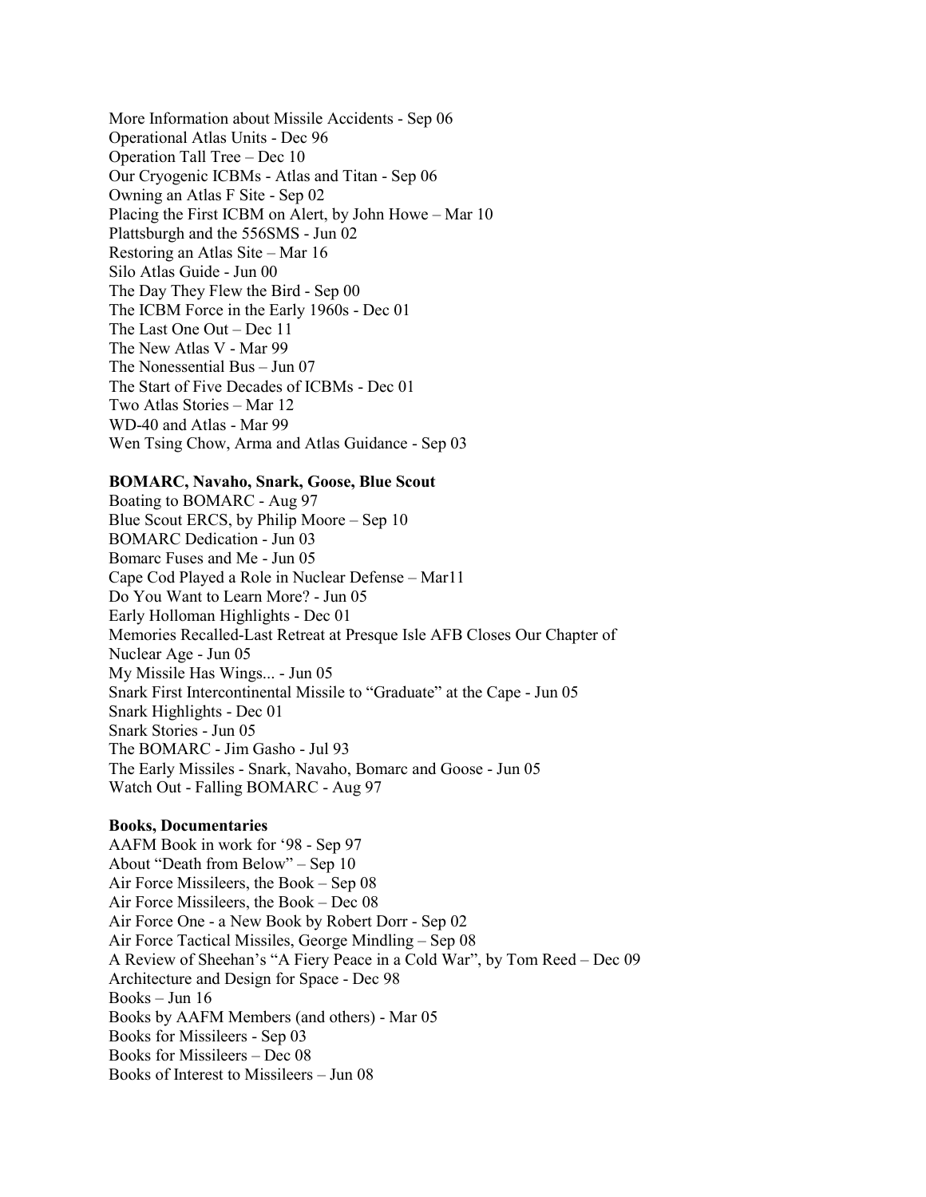More Information about Missile Accidents - Sep 06
Operational Atlas Units - Dec 96
Operation Tall Tree – Dec 10
Our Cryogenic ICBMs - Atlas and Titan - Sep 06
Owning an Atlas F Site - Sep 02
Placing the First ICBM on Alert, by John Howe – Mar 10
Plattsburgh and the 556SMS - Jun 02
Restoring an Atlas Site – Mar 16
Silo Atlas Guide - Jun 00
The Day They Flew the Bird - Sep 00
The ICBM Force in the Early 1960s - Dec 01
The Last One Out – Dec 11
The New Atlas V - Mar 99
The Nonessential Bus – Jun 07
The Start of Five Decades of ICBMs - Dec 01
Two Atlas Stories – Mar 12
WD-40 and Atlas - Mar 99
Wen Tsing Chow, Arma and Atlas Guidance - Sep 03

**BOMARC, Navaho, Snark, Goose, Blue Scout**
Boating to BOMARC - Aug 97
Blue Scout ERCS, by Philip Moore – Sep 10
BOMARC Dedication - Jun 03
Bomarc Fuses and Me - Jun 05
Cape Cod Played a Role in Nuclear Defense – Mar11
Do You Want to Learn More? - Jun 05
Early Holloman Highlights - Dec 01
Memories Recalled-Last Retreat at Presque Isle AFB Closes Our Chapter of Nuclear Age - Jun 05
My Missile Has Wings... - Jun 05
Snark First Intercontinental Missile to "Graduate" at the Cape - Jun 05
Snark Highlights - Dec 01
Snark Stories - Jun 05
The BOMARC - Jim Gasho - Jul 93
The Early Missiles - Snark, Navaho, Bomarc and Goose - Jun 05
Watch Out - Falling BOMARC - Aug 97

**Books, Documentaries**
AAFM Book in work for '98 - Sep 97
About "Death from Below" – Sep 10
Air Force Missileers, the Book – Sep 08
Air Force Missileers, the Book – Dec 08
Air Force One - a New Book by Robert Dorr - Sep 02
Air Force Tactical Missiles, George Mindling – Sep 08
A Review of Sheehan's "A Fiery Peace in a Cold War", by Tom Reed – Dec 09
Architecture and Design for Space - Dec 98
Books – Jun 16
Books by AAFM Members (and others) - Mar 05
Books for Missileers - Sep 03
Books for Missileers – Dec 08
Books of Interest to Missileers – Jun 08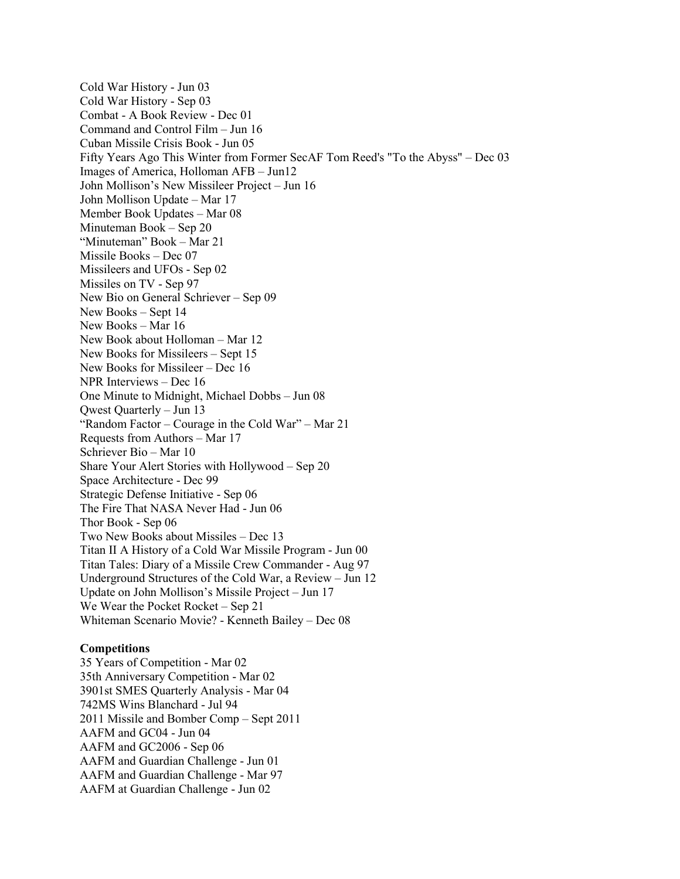Cold War History - Jun 03
Cold War History - Sep 03
Combat - A Book Review - Dec 01
Command and Control Film – Jun 16
Cuban Missile Crisis Book - Jun 05
Fifty Years Ago This Winter from Former SecAF Tom Reed's "To the Abyss" – Dec 03
Images of America, Holloman AFB – Jun12
John Mollison's New Missileer Project – Jun 16
John Mollison Update – Mar 17
Member Book Updates – Mar 08
Minuteman Book – Sep 20
"Minuteman" Book – Mar 21
Missile Books – Dec 07
Missileers and UFOs - Sep 02
Missiles on TV - Sep 97
New Bio on General Schriever – Sep 09
New Books – Sept 14
New Books – Mar 16
New Book about Holloman – Mar 12
New Books for Missileers – Sept 15
New Books for Missileer – Dec 16
NPR Interviews – Dec 16
One Minute to Midnight, Michael Dobbs – Jun 08
Qwest Quarterly – Jun 13
"Random Factor – Courage in the Cold War" – Mar 21
Requests from Authors – Mar 17
Schriever Bio – Mar 10
Share Your Alert Stories with Hollywood – Sep 20
Space Architecture - Dec 99
Strategic Defense Initiative - Sep 06
The Fire That NASA Never Had - Jun 06
Thor Book - Sep 06
Two New Books about Missiles – Dec 13
Titan II A History of a Cold War Missile Program - Jun 00
Titan Tales: Diary of a Missile Crew Commander - Aug 97
Underground Structures of the Cold War, a Review – Jun 12
Update on John Mollison's Missile Project – Jun 17
We Wear the Pocket Rocket – Sep 21
Whiteman Scenario Movie? - Kenneth Bailey – Dec 08

**Competitions**

35 Years of Competition - Mar 02
35th Anniversary Competition - Mar 02
3901st SMES Quarterly Analysis - Mar 04
742MS Wins Blanchard - Jul 94
2011 Missile and Bomber Comp – Sept 2011
AAFM and GC04 - Jun 04
AAFM and GC2006 - Sep 06
AAFM and Guardian Challenge - Jun 01
AAFM and Guardian Challenge - Mar 97
AAFM at Guardian Challenge - Jun 02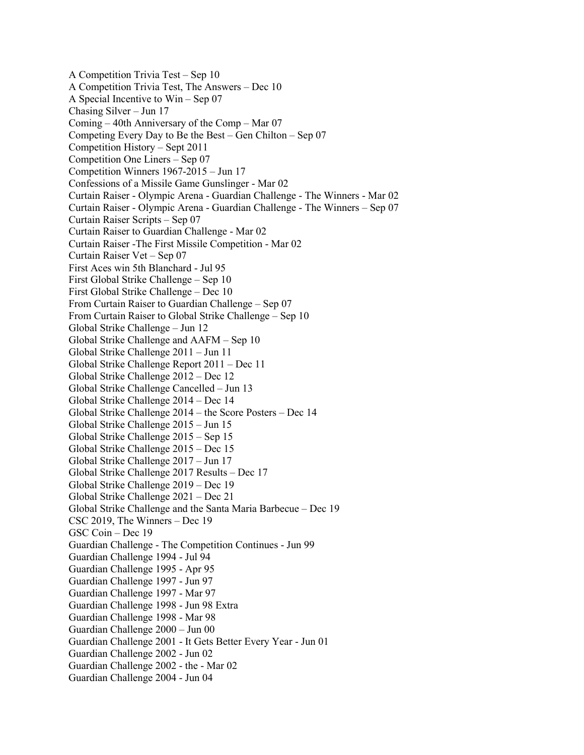A Competition Trivia Test – Sep 10
A Competition Trivia Test, The Answers – Dec 10
A Special Incentive to Win – Sep 07
Chasing Silver – Jun 17
Coming – 40th Anniversary of the Comp – Mar 07
Competing Every Day to Be the Best – Gen Chilton – Sep 07
Competition History – Sept 2011
Competition One Liners – Sep 07
Competition Winners 1967-2015 – Jun 17
Confessions of a Missile Game Gunslinger - Mar 02
Curtain Raiser - Olympic Arena - Guardian Challenge - The Winners - Mar 02
Curtain Raiser - Olympic Arena - Guardian Challenge - The Winners – Sep 07
Curtain Raiser Scripts – Sep 07
Curtain Raiser to Guardian Challenge - Mar 02
Curtain Raiser -The First Missile Competition - Mar 02
Curtain Raiser Vet – Sep 07
First Aces win 5th Blanchard - Jul 95
First Global Strike Challenge – Sep 10
First Global Strike Challenge – Dec 10
From Curtain Raiser to Guardian Challenge – Sep 07
From Curtain Raiser to Global Strike Challenge – Sep 10
Global Strike Challenge – Jun 12
Global Strike Challenge and AAFM – Sep 10
Global Strike Challenge 2011 – Jun 11
Global Strike Challenge Report 2011 – Dec 11
Global Strike Challenge 2012 – Dec 12
Global Strike Challenge Cancelled – Jun 13
Global Strike Challenge 2014 – Dec 14
Global Strike Challenge 2014 – the Score Posters – Dec 14
Global Strike Challenge 2015 – Jun 15
Global Strike Challenge 2015 – Sep 15
Global Strike Challenge 2015 – Dec 15
Global Strike Challenge 2017 – Jun 17
Global Strike Challenge 2017 Results – Dec 17
Global Strike Challenge 2019 – Dec 19
Global Strike Challenge 2021 – Dec 21
Global Strike Challenge and the Santa Maria Barbecue – Dec 19
CSC 2019, The Winners – Dec 19
GSC Coin – Dec 19
Guardian Challenge - The Competition Continues - Jun 99
Guardian Challenge 1994 - Jul 94
Guardian Challenge 1995 - Apr 95
Guardian Challenge 1997 - Jun 97
Guardian Challenge 1997 - Mar 97
Guardian Challenge 1998 - Jun 98 Extra
Guardian Challenge 1998 - Mar 98
Guardian Challenge 2000 – Jun 00
Guardian Challenge 2001 - It Gets Better Every Year - Jun 01
Guardian Challenge 2002 - Jun 02
Guardian Challenge 2002 - the - Mar 02
Guardian Challenge 2004 - Jun 04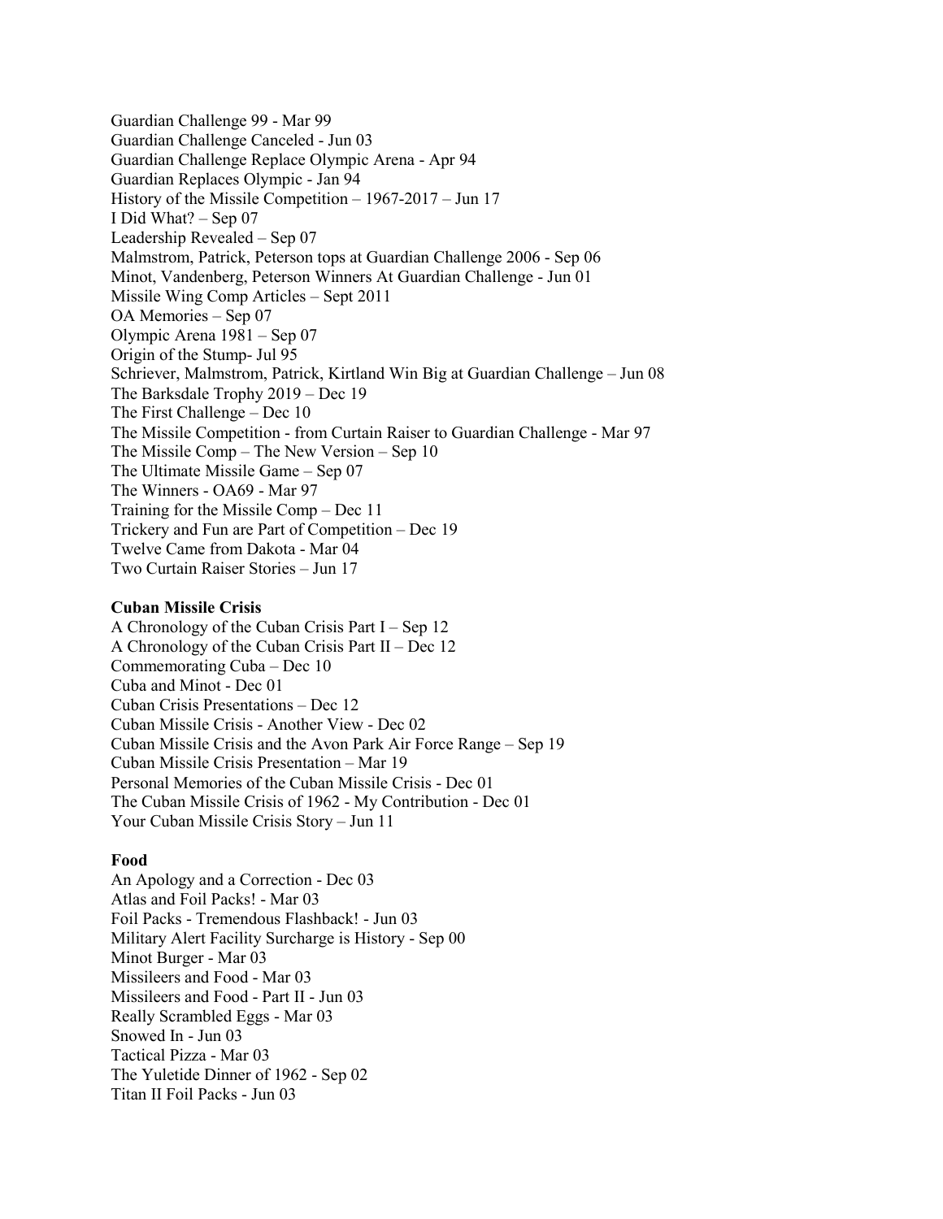Guardian Challenge 99 - Mar 99
Guardian Challenge Canceled - Jun 03
Guardian Challenge Replace Olympic Arena - Apr 94
Guardian Replaces Olympic - Jan 94
History of the Missile Competition – 1967-2017 – Jun 17
I Did What? – Sep 07
Leadership Revealed – Sep 07
Malmstrom, Patrick, Peterson tops at Guardian Challenge 2006 - Sep 06
Minot, Vandenberg, Peterson Winners At Guardian Challenge - Jun 01
Missile Wing Comp Articles – Sept 2011
OA Memories – Sep 07
Olympic Arena 1981 – Sep 07
Origin of the Stump- Jul 95
Schriever, Malmstrom, Patrick, Kirtland Win Big at Guardian Challenge – Jun 08
The Barksdale Trophy 2019 – Dec 19
The First Challenge – Dec 10
The Missile Competition - from Curtain Raiser to Guardian Challenge - Mar 97
The Missile Comp – The New Version – Sep 10
The Ultimate Missile Game – Sep 07
The Winners - OA69 - Mar 97
Training for the Missile Comp – Dec 11
Trickery and Fun are Part of Competition – Dec 19
Twelve Came from Dakota - Mar 04
Two Curtain Raiser Stories – Jun 17

**Cuban Missile Crisis**

A Chronology of the Cuban Crisis Part I – Sep 12
A Chronology of the Cuban Crisis Part II – Dec 12
Commemorating Cuba – Dec 10
Cuba and Minot - Dec 01
Cuban Crisis Presentations – Dec 12
Cuban Missile Crisis - Another View - Dec 02
Cuban Missile Crisis and the Avon Park Air Force Range – Sep 19
Cuban Missile Crisis Presentation – Mar 19
Personal Memories of the Cuban Missile Crisis - Dec 01
The Cuban Missile Crisis of 1962 - My Contribution - Dec 01
Your Cuban Missile Crisis Story – Jun 11

**Food**

An Apology and a Correction - Dec 03
Atlas and Foil Packs! - Mar 03
Foil Packs - Tremendous Flashback! - Jun 03
Military Alert Facility Surcharge is History - Sep 00
Minot Burger - Mar 03
Missileers and Food - Mar 03
Missileers and Food - Part II - Jun 03
Really Scrambled Eggs - Mar 03
Snowed In - Jun 03
Tactical Pizza - Mar 03
The Yuletide Dinner of 1962 - Sep 02
Titan II Foil Packs - Jun 03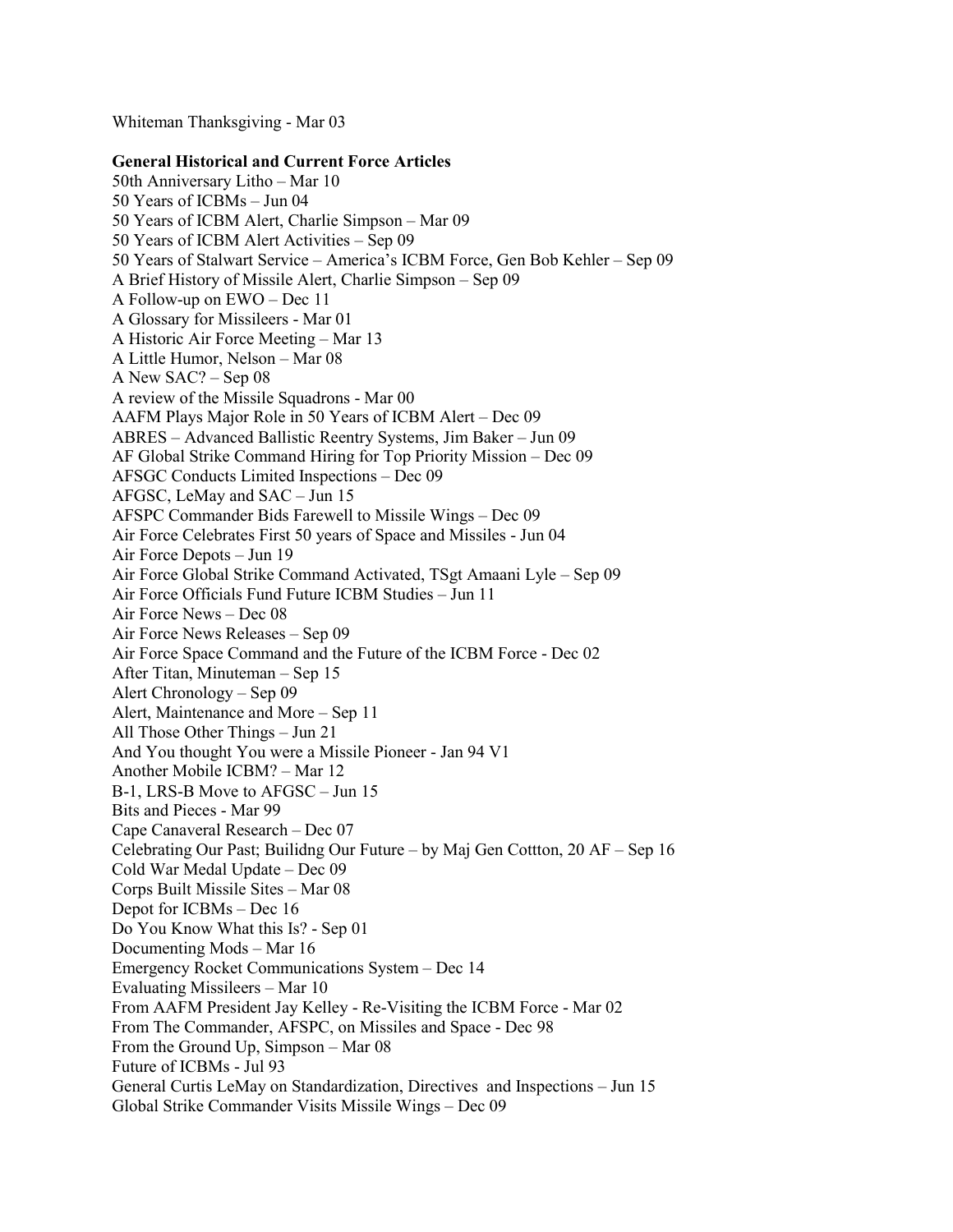Whiteman Thanksgiving - Mar 03

**General Historical and Current Force Articles**

50th Anniversary Litho – Mar 10
50 Years of ICBMs – Jun 04
50 Years of ICBM Alert, Charlie Simpson – Mar 09
50 Years of ICBM Alert Activities – Sep 09
50 Years of Stalwart Service – America's ICBM Force, Gen Bob Kehler – Sep 09
A Brief History of Missile Alert, Charlie Simpson – Sep 09
A Follow-up on EWO – Dec 11
A Glossary for Missileers - Mar 01
A Historic Air Force Meeting – Mar 13
A Little Humor, Nelson – Mar 08
A New SAC? – Sep 08
A review of the Missile Squadrons - Mar 00
AAFM Plays Major Role in 50 Years of ICBM Alert – Dec 09
ABRES – Advanced Ballistic Reentry Systems, Jim Baker – Jun 09
AF Global Strike Command Hiring for Top Priority Mission – Dec 09
AFSGC Conducts Limited Inspections – Dec 09
AFGSC, LeMay and SAC – Jun 15
AFSPC Commander Bids Farewell to Missile Wings – Dec 09
Air Force Celebrates First 50 years of Space and Missiles - Jun 04
Air Force Depots – Jun 19
Air Force Global Strike Command Activated, TSgt Amaani Lyle – Sep 09
Air Force Officials Fund Future ICBM Studies – Jun 11
Air Force News – Dec 08
Air Force News Releases – Sep 09
Air Force Space Command and the Future of the ICBM Force - Dec 02
After Titan, Minuteman – Sep 15
Alert Chronology – Sep 09
Alert, Maintenance and More – Sep 11
All Those Other Things – Jun 21
And You thought You were a Missile Pioneer - Jan 94 V1
Another Mobile ICBM? – Mar 12
B-1, LRS-B Move to AFGSC – Jun 15
Bits and Pieces - Mar 99
Cape Canaveral Research – Dec 07
Celebrating Our Past; Builidng Our Future – by Maj Gen Cottton, 20 AF – Sep 16
Cold War Medal Update – Dec 09
Corps Built Missile Sites – Mar 08
Depot for ICBMs – Dec 16
Do You Know What this Is? - Sep 01
Documenting Mods – Mar 16
Emergency Rocket Communications System – Dec 14
Evaluating Missileers – Mar 10
From AAFM President Jay Kelley - Re-Visiting the ICBM Force - Mar 02
From The Commander, AFSPC, on Missiles and Space - Dec 98
From the Ground Up, Simpson – Mar 08
Future of ICBMs - Jul 93
General Curtis LeMay on Standardization, Directives and Inspections – Jun 15
Global Strike Commander Visits Missile Wings – Dec 09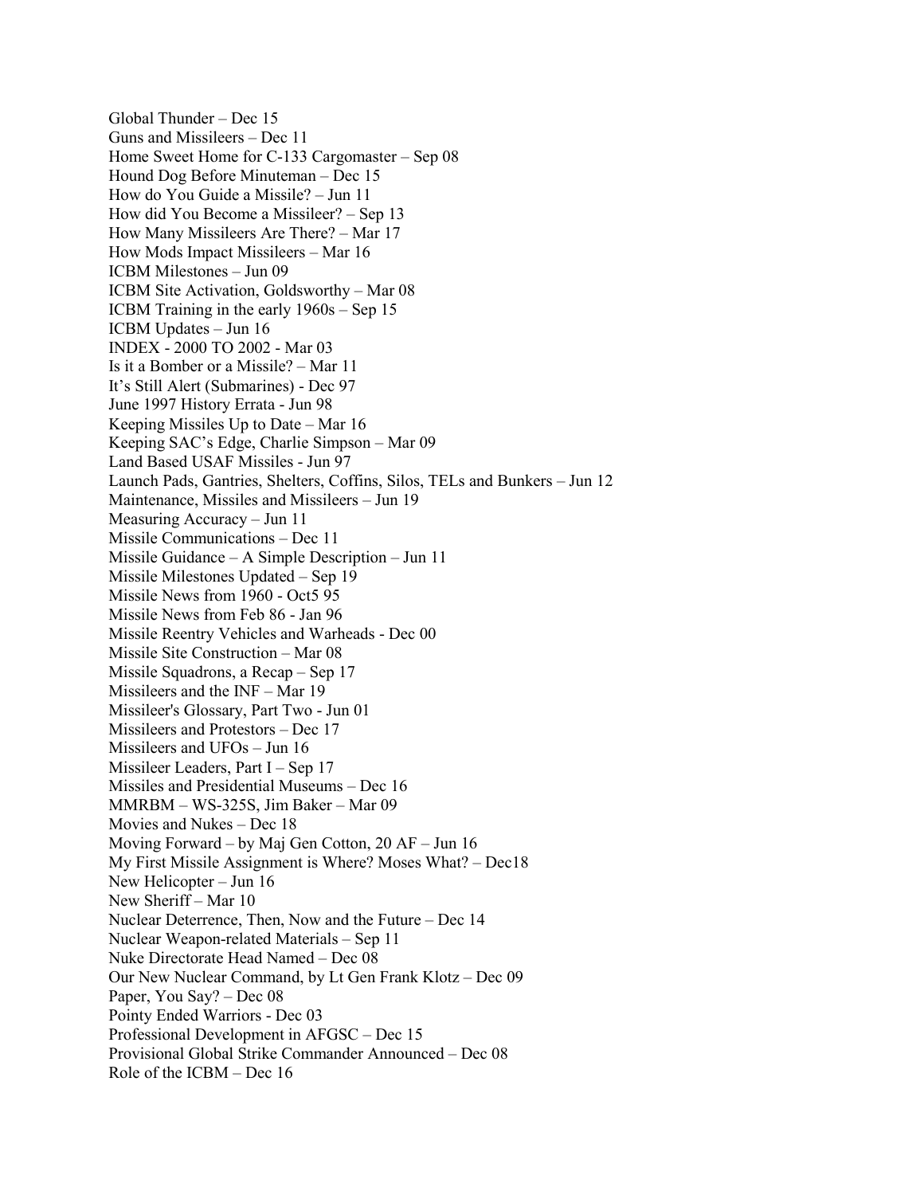Global Thunder – Dec 15
Guns and Missileers – Dec 11
Home Sweet Home for C-133 Cargomaster – Sep 08
Hound Dog Before Minuteman – Dec 15
How do You Guide a Missile? – Jun 11
How did You Become a Missileer? – Sep 13
How Many Missileers Are There? – Mar 17
How Mods Impact Missileers – Mar 16
ICBM Milestones – Jun 09
ICBM Site Activation, Goldsworthy – Mar 08
ICBM Training in the early 1960s – Sep 15
ICBM Updates – Jun 16
INDEX - 2000 TO 2002 - Mar 03
Is it a Bomber or a Missile? – Mar 11
It's Still Alert (Submarines) - Dec 97
June 1997 History Errata - Jun 98
Keeping Missiles Up to Date – Mar 16
Keeping SAC's Edge, Charlie Simpson – Mar 09
Land Based USAF Missiles - Jun 97
Launch Pads, Gantries, Shelters, Coffins, Silos, TELs and Bunkers – Jun 12
Maintenance, Missiles and Missileers – Jun 19
Measuring Accuracy – Jun 11
Missile Communications – Dec 11
Missile Guidance – A Simple Description – Jun 11
Missile Milestones Updated – Sep 19
Missile News from 1960 - Oct5 95
Missile News from Feb 86 - Jan 96
Missile Reentry Vehicles and Warheads - Dec 00
Missile Site Construction – Mar 08
Missile Squadrons, a Recap – Sep 17
Missileers and the INF – Mar 19
Missileer's Glossary, Part Two - Jun 01
Missileers and Protestors – Dec 17
Missileers and UFOs – Jun 16
Missileer Leaders, Part I – Sep 17
Missiles and Presidential Museums – Dec 16
MMRBM – WS-325S, Jim Baker – Mar 09
Movies and Nukes – Dec 18
Moving Forward – by Maj Gen Cotton, 20 AF – Jun 16
My First Missile Assignment is Where? Moses What? – Dec18
New Helicopter – Jun 16
New Sheriff – Mar 10
Nuclear Deterrence, Then, Now and the Future – Dec 14
Nuclear Weapon-related Materials – Sep 11
Nuke Directorate Head Named – Dec 08
Our New Nuclear Command, by Lt Gen Frank Klotz – Dec 09
Paper, You Say? – Dec 08
Pointy Ended Warriors - Dec 03
Professional Development in AFGSC – Dec 15
Provisional Global Strike Commander Announced – Dec 08
Role of the ICBM – Dec 16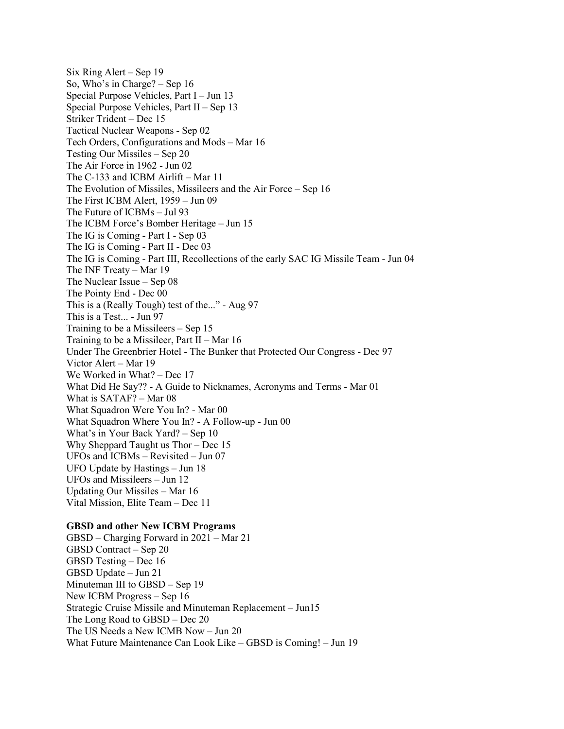Six Ring Alert – Sep 19
So, Who's in Charge? – Sep 16
Special Purpose Vehicles, Part I – Jun 13
Special Purpose Vehicles, Part II – Sep 13
Striker Trident – Dec 15
Tactical Nuclear Weapons - Sep 02
Tech Orders, Configurations and Mods – Mar 16
Testing Our Missiles – Sep 20
The Air Force in 1962 - Jun 02
The C-133 and ICBM Airlift – Mar 11
The Evolution of Missiles, Missileers and the Air Force – Sep 16
The First ICBM Alert, 1959 – Jun 09
The Future of ICBMs – Jul 93
The ICBM Force's Bomber Heritage – Jun 15
The IG is Coming - Part I - Sep 03
The IG is Coming - Part II - Dec 03
The IG is Coming - Part III, Recollections of the early SAC IG Missile Team - Jun 04
The INF Treaty – Mar 19
The Nuclear Issue – Sep 08
The Pointy End - Dec 00
This is a (Really Tough) test of the..." - Aug 97
This is a Test... - Jun 97
Training to be a Missileers – Sep 15
Training to be a Missileer, Part II – Mar 16
Under The Greenbrier Hotel - The Bunker that Protected Our Congress - Dec 97
Victor Alert – Mar 19
We Worked in What? – Dec 17
What Did He Say?? - A Guide to Nicknames, Acronyms and Terms - Mar 01
What is SATAF? – Mar 08
What Squadron Were You In? - Mar 00
What Squadron Where You In? - A Follow-up - Jun 00
What's in Your Back Yard? – Sep 10
Why Sheppard Taught us Thor – Dec 15
UFOs and ICBMs – Revisited – Jun 07
UFO Update by Hastings – Jun 18
UFOs and Missileers – Jun 12
Updating Our Missiles – Mar 16
Vital Mission, Elite Team – Dec 11

**GBSD and other New ICBM Programs**

GBSD – Charging Forward in 2021 – Mar 21
GBSD Contract – Sep 20
GBSD Testing – Dec 16
GBSD Update – Jun 21
Minuteman III to GBSD – Sep 19
New ICBM Progress – Sep 16
Strategic Cruise Missile and Minuteman Replacement – Jun15
The Long Road to GBSD – Dec 20
The US Needs a New ICMB Now – Jun 20
What Future Maintenance Can Look Like – GBSD is Coming! – Jun 19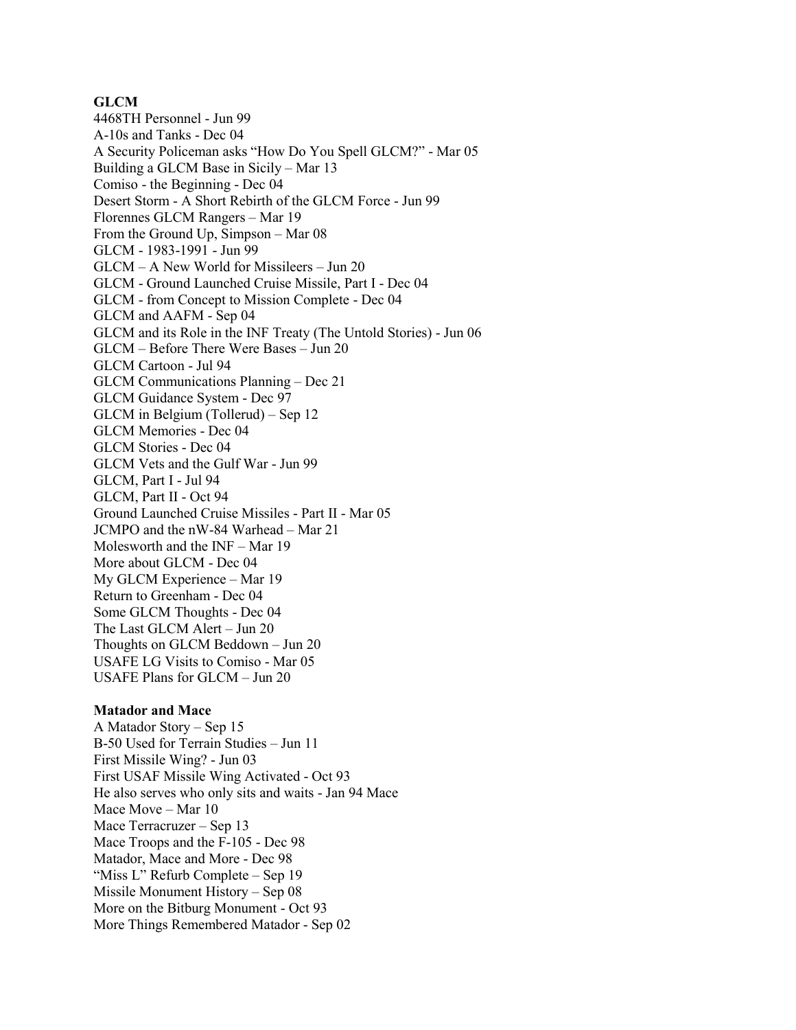**GLCM**

4468TH Personnel - Jun 99
A-10s and Tanks - Dec 04
A Security Policeman asks “How Do You Spell GLCM?” - Mar 05
Building a GLCM Base in Sicily – Mar 13
Comiso - the Beginning - Dec 04
Desert Storm - A Short Rebirth of the GLCM Force - Jun 99
Florennes GLCM Rangers – Mar 19
From the Ground Up, Simpson – Mar 08
GLCM - 1983-1991 - Jun 99
GLCM – A New World for Missileers – Jun 20
GLCM - Ground Launched Cruise Missile, Part I - Dec 04
GLCM - from Concept to Mission Complete - Dec 04
GLCM and AAFM - Sep 04
GLCM and its Role in the INF Treaty (The Untold Stories) - Jun 06
GLCM – Before There Were Bases – Jun 20
GLCM Cartoon - Jul 94
GLCM Communications Planning – Dec 21
GLCM Guidance System - Dec 97
GLCM in Belgium (Tollerud) – Sep 12
GLCM Memories - Dec 04
GLCM Stories - Dec 04
GLCM Vets and the Gulf War - Jun 99
GLCM, Part I - Jul 94
GLCM, Part II - Oct 94
Ground Launched Cruise Missiles - Part II - Mar 05
JCMPO and the nW-84 Warhead – Mar 21
Molesworth and the INF – Mar 19
More about GLCM - Dec 04
My GLCM Experience – Mar 19
Return to Greenham - Dec 04
Some GLCM Thoughts - Dec 04
The Last GLCM Alert – Jun 20
Thoughts on GLCM Beddown – Jun 20
USAFE LG Visits to Comiso - Mar 05
USAFE Plans for GLCM – Jun 20

**Matador and Mace**

A Matador Story – Sep 15
B-50 Used for Terrain Studies – Jun 11
First Missile Wing? - Jun 03
First USAF Missile Wing Activated - Oct 93
He also serves who only sits and waits - Jan 94 Mace
Mace Move – Mar 10
Mace Terracruzer – Sep 13
Mace Troops and the F-105 - Dec 98
Matador, Mace and More - Dec 98
“Miss L” Refurb Complete – Sep 19
Missile Monument History – Sep 08
More on the Bitburg Monument - Oct 93
More Things Remembered Matador - Sep 02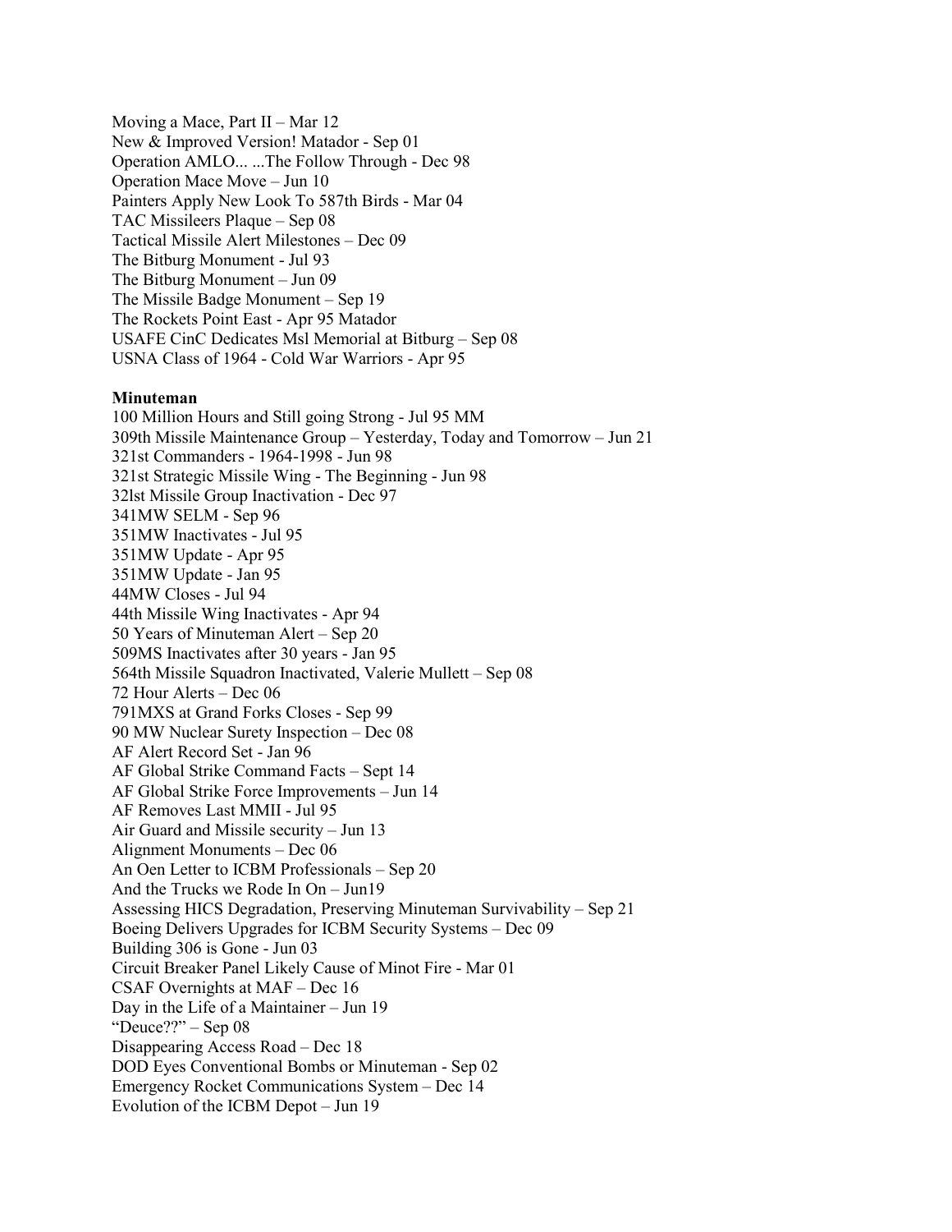Moving a Mace, Part II – Mar 12
New & Improved Version! Matador - Sep 01
Operation AMLO... ...The Follow Through - Dec 98
Operation Mace Move – Jun 10
Painters Apply New Look To 587th Birds - Mar 04
TAC Missileers Plaque – Sep 08
Tactical Missile Alert Milestones – Dec 09
The Bitburg Monument - Jul 93
The Bitburg Monument – Jun 09
The Missile Badge Monument – Sep 19
The Rockets Point East - Apr 95 Matador
USAFE CinC Dedicates Msl Memorial at Bitburg – Sep 08
USNA Class of 1964 - Cold War Warriors - Apr 95

**Minuteman**

100 Million Hours and Still going Strong - Jul 95 MM
309th Missile Maintenance Group – Yesterday, Today and Tomorrow – Jun 21
321st Commanders - 1964-1998 - Jun 98
321st Strategic Missile Wing - The Beginning - Jun 98
32lst Missile Group Inactivation - Dec 97
341MW SELM - Sep 96
351MW Inactivates - Jul 95
351MW Update - Apr 95
351MW Update - Jan 95
44MW Closes - Jul 94
44th Missile Wing Inactivates - Apr 94
50 Years of Minuteman Alert – Sep 20
509MS Inactivates after 30 years - Jan 95
564th Missile Squadron Inactivated, Valerie Mullett – Sep 08
72 Hour Alerts – Dec 06
791MXS at Grand Forks Closes - Sep 99
90 MW Nuclear Surety Inspection – Dec 08
AF Alert Record Set - Jan 96
AF Global Strike Command Facts – Sept 14
AF Global Strike Force Improvements – Jun 14
AF Removes Last MMII - Jul 95
Air Guard and Missile security – Jun 13
Alignment Monuments – Dec 06
An Oen Letter to ICBM Professionals – Sep 20
And the Trucks we Rode In On – Jun19
Assessing HICS Degradation, Preserving Minuteman Survivability – Sep 21
Boeing Delivers Upgrades for ICBM Security Systems – Dec 09
Building 306 is Gone - Jun 03
Circuit Breaker Panel Likely Cause of Minot Fire - Mar 01
CSAF Overnights at MAF – Dec 16
Day in the Life of a Maintainer – Jun 19
“Deuce??” – Sep 08
Disappearing Access Road – Dec 18
DOD Eyes Conventional Bombs or Minuteman - Sep 02
Emergency Rocket Communications System – Dec 14
Evolution of the ICBM Depot – Jun 19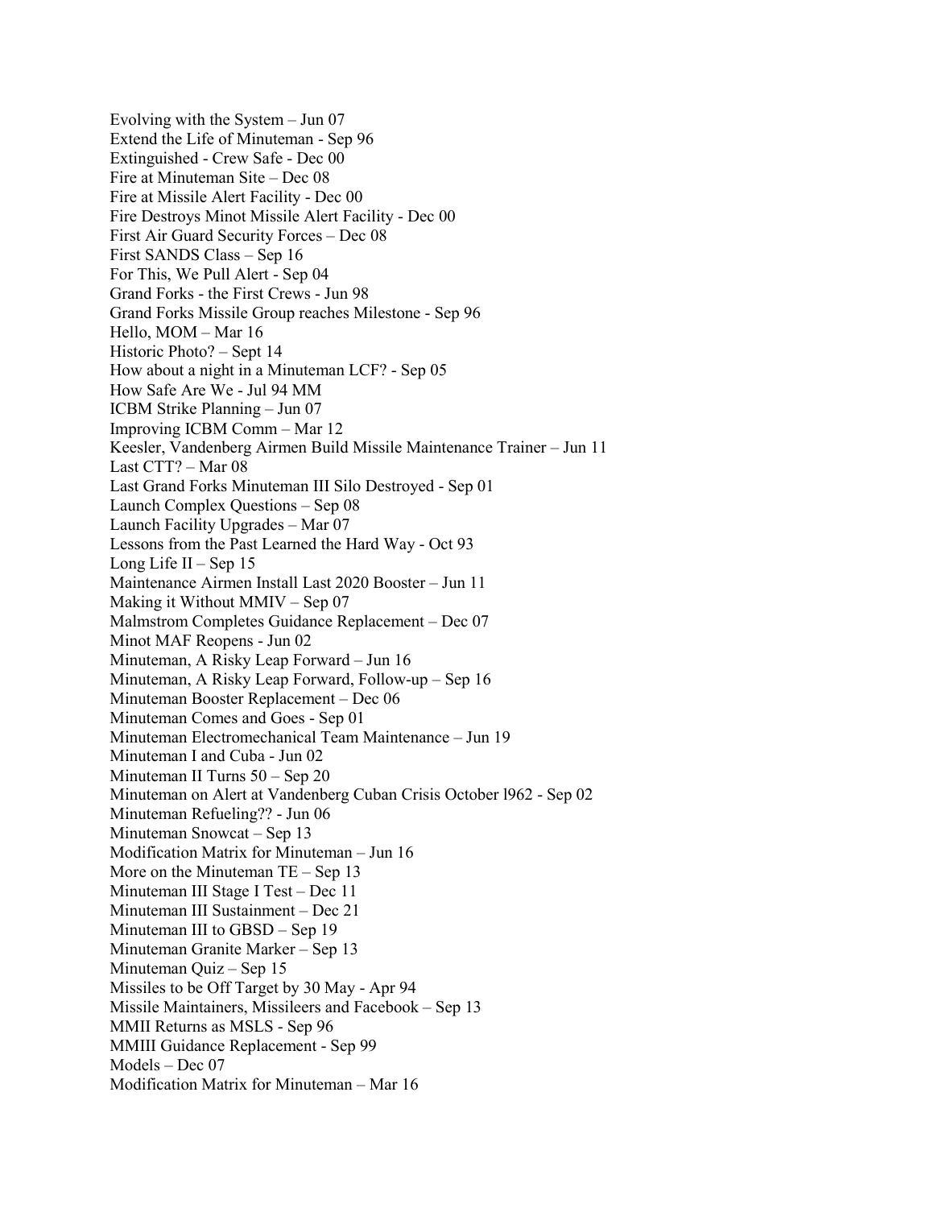Evolving with the System – Jun 07
Extend the Life of Minuteman - Sep 96
Extinguished - Crew Safe - Dec 00
Fire at Minuteman Site – Dec 08
Fire at Missile Alert Facility - Dec 00
Fire Destroys Minot Missile Alert Facility - Dec 00
First Air Guard Security Forces – Dec 08
First SANDS Class – Sep 16
For This, We Pull Alert - Sep 04
Grand Forks - the First Crews - Jun 98
Grand Forks Missile Group reaches Milestone - Sep 96
Hello, MOM – Mar 16
Historic Photo? – Sept 14
How about a night in a Minuteman LCF? - Sep 05
How Safe Are We - Jul 94 MM
ICBM Strike Planning – Jun 07
Improving ICBM Comm – Mar 12
Keesler, Vandenberg Airmen Build Missile Maintenance Trainer – Jun 11
Last CTT? – Mar 08
Last Grand Forks Minuteman III Silo Destroyed - Sep 01
Launch Complex Questions – Sep 08
Launch Facility Upgrades – Mar 07
Lessons from the Past Learned the Hard Way - Oct 93
Long Life II – Sep 15
Maintenance Airmen Install Last 2020 Booster – Jun 11
Making it Without MMIV – Sep 07
Malmstrom Completes Guidance Replacement – Dec 07
Minot MAF Reopens - Jun 02
Minuteman, A Risky Leap Forward – Jun 16
Minuteman, A Risky Leap Forward, Follow-up – Sep 16
Minuteman Booster Replacement – Dec 06
Minuteman Comes and Goes - Sep 01
Minuteman Electromechanical Team Maintenance – Jun 19
Minuteman I and Cuba - Jun 02
Minuteman II Turns 50 – Sep 20
Minuteman on Alert at Vandenberg Cuban Crisis October l962 - Sep 02
Minuteman Refueling?? - Jun 06
Minuteman Snowcat – Sep 13
Modification Matrix for Minuteman – Jun 16
More on the Minuteman TE – Sep 13
Minuteman III Stage I Test – Dec 11
Minuteman III Sustainment – Dec 21
Minuteman III to GBSD – Sep 19
Minuteman Granite Marker – Sep 13
Minuteman Quiz – Sep 15
Missiles to be Off Target by 30 May - Apr 94
Missile Maintainers, Missileers and Facebook – Sep 13
MMII Returns as MSLS - Sep 96
MMIII Guidance Replacement - Sep 99
Models – Dec 07
Modification Matrix for Minuteman – Mar 16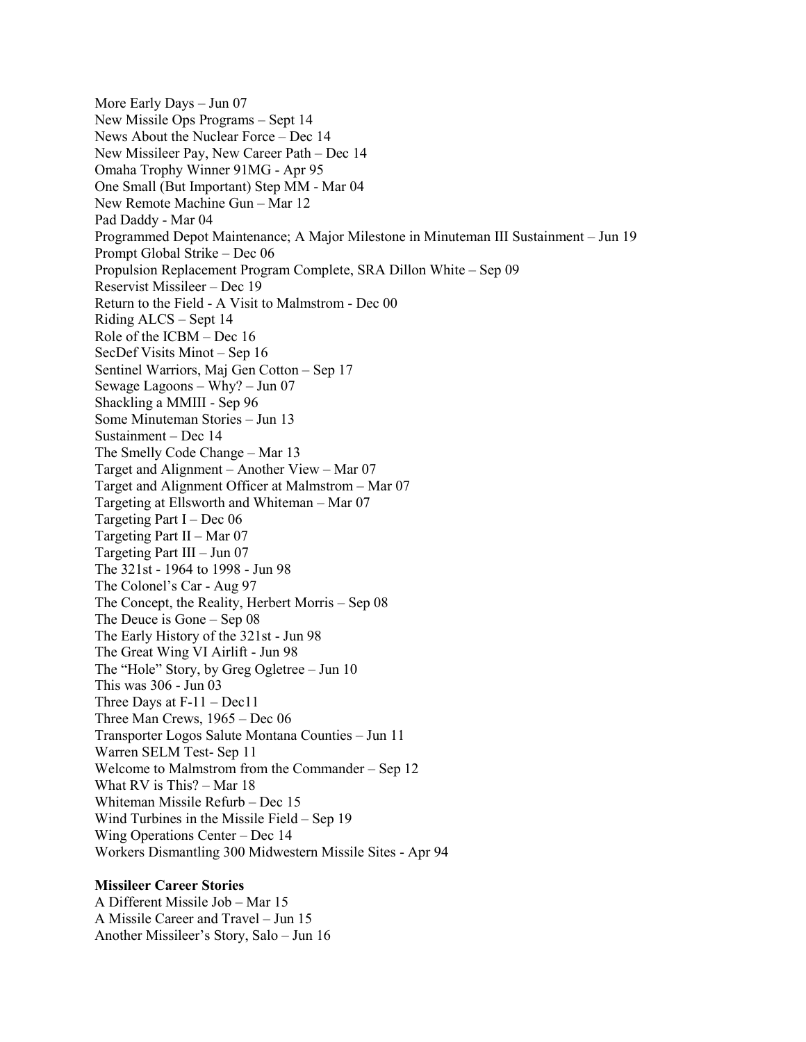More Early Days – Jun 07
New Missile Ops Programs – Sept 14
News About the Nuclear Force – Dec 14
New Missileer Pay, New Career Path – Dec 14
Omaha Trophy Winner 91MG - Apr 95
One Small (But Important) Step MM - Mar 04
New Remote Machine Gun – Mar 12
Pad Daddy - Mar 04
Programmed Depot Maintenance; A Major Milestone in Minuteman III Sustainment – Jun 19
Prompt Global Strike – Dec 06
Propulsion Replacement Program Complete, SRA Dillon White – Sep 09
Reservist Missileer – Dec 19
Return to the Field - A Visit to Malmstrom - Dec 00
Riding ALCS – Sept 14
Role of the ICBM – Dec 16
SecDef Visits Minot – Sep 16
Sentinel Warriors, Maj Gen Cotton – Sep 17
Sewage Lagoons – Why? – Jun 07
Shackling a MMIII - Sep 96
Some Minuteman Stories – Jun 13
Sustainment – Dec 14
The Smelly Code Change – Mar 13
Target and Alignment – Another View – Mar 07
Target and Alignment Officer at Malmstrom – Mar 07
Targeting at Ellsworth and Whiteman – Mar 07
Targeting Part I – Dec 06
Targeting Part II – Mar 07
Targeting Part III – Jun 07
The 321st - 1964 to 1998 - Jun 98
The Colonel's Car - Aug 97
The Concept, the Reality, Herbert Morris – Sep 08
The Deuce is Gone – Sep 08
The Early History of the 321st - Jun 98
The Great Wing VI Airlift - Jun 98
The "Hole" Story, by Greg Ogletree – Jun 10
This was 306 - Jun 03
Three Days at F-11 – Dec11
Three Man Crews, 1965 – Dec 06
Transporter Logos Salute Montana Counties – Jun 11
Warren SELM Test- Sep 11
Welcome to Malmstrom from the Commander – Sep 12
What RV is This? – Mar 18
Whiteman Missile Refurb – Dec 15
Wind Turbines in the Missile Field – Sep 19
Wing Operations Center – Dec 14
Workers Dismantling 300 Midwestern Missile Sites - Apr 94

**Missileer Career Stories**

A Different Missile Job – Mar 15
A Missile Career and Travel – Jun 15
Another Missileer's Story, Salo – Jun 16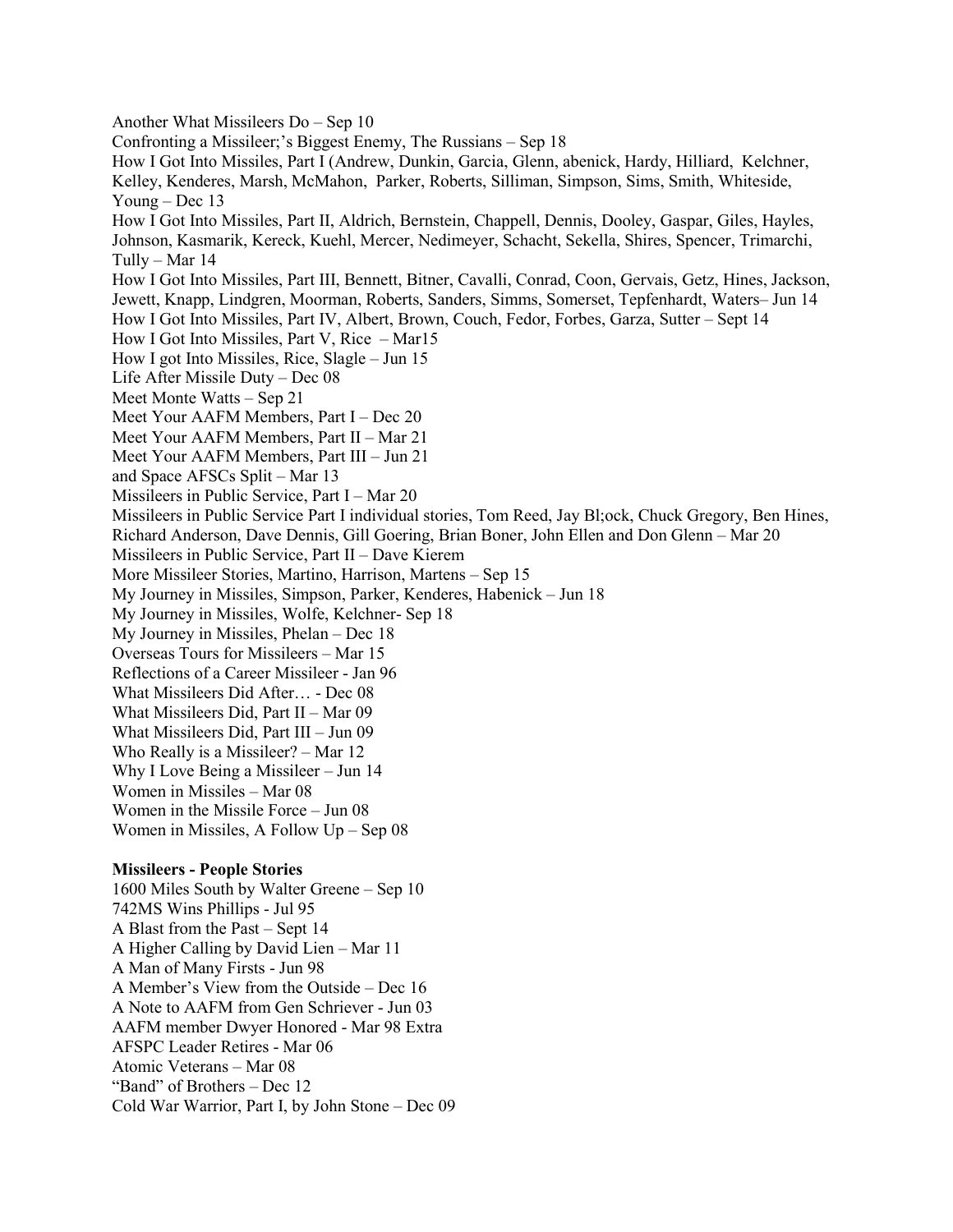Another What Missileers Do – Sep 10
Confronting a Missileer;'s Biggest Enemy, The Russians – Sep 18
How I Got Into Missiles, Part I (Andrew, Dunkin, Garcia, Glenn, abenick, Hardy, Hilliard, Kelchner, Kelley, Kenderes, Marsh, McMahon, Parker, Roberts, Silliman, Simpson, Sims, Smith, Whiteside, Young – Dec 13
How I Got Into Missiles, Part II, Aldrich, Bernstein, Chappell, Dennis, Dooley, Gaspar, Giles, Hayles, Johnson, Kasmarik, Kereck, Kuehl, Mercer, Nedimeyer, Schacht, Sekella, Shires, Spencer, Trimarchi, Tully – Mar 14
How I Got Into Missiles, Part III, Bennett, Bitner, Cavalli, Conrad, Coon, Gervais, Getz, Hines, Jackson, Jewett, Knapp, Lindgren, Moorman, Roberts, Sanders, Simms, Somerset, Tepfenhardt, Waters– Jun 14
How I Got Into Missiles, Part IV, Albert, Brown, Couch, Fedor, Forbes, Garza, Sutter – Sept 14
How I Got Into Missiles, Part V, Rice – Mar15
How I got Into Missiles, Rice, Slagle – Jun 15
Life After Missile Duty – Dec 08
Meet Monte Watts – Sep 21
Meet Your AAFM Members, Part I – Dec 20
Meet Your AAFM Members, Part II – Mar 21
Meet Your AAFM Members, Part III – Jun 21
and Space AFSCs Split – Mar 13
Missileers in Public Service, Part I – Mar 20
Missileers in Public Service Part I individual stories, Tom Reed, Jay Bl;ock, Chuck Gregory, Ben Hines, Richard Anderson, Dave Dennis, Gill Goering, Brian Boner, John Ellen and Don Glenn – Mar 20
Missileers in Public Service, Part II – Dave Kierem
More Missileer Stories, Martino, Harrison, Martens – Sep 15
My Journey in Missiles, Simpson, Parker, Kenderes, Habenick – Jun 18
My Journey in Missiles, Wolfe, Kelchner- Sep 18
My Journey in Missiles, Phelan – Dec 18
Overseas Tours for Missileers – Mar 15
Reflections of a Career Missileer - Jan 96
What Missileers Did After… - Dec 08
What Missileers Did, Part II – Mar 09
What Missileers Did, Part III – Jun 09
Who Really is a Missileer? – Mar 12
Why I Love Being a Missileer – Jun 14
Women in Missiles – Mar 08
Women in the Missile Force – Jun 08
Women in Missiles, A Follow Up – Sep 08

**Missileers - People Stories**

1600 Miles South by Walter Greene – Sep 10
742MS Wins Phillips - Jul 95
A Blast from the Past – Sept 14
A Higher Calling by David Lien – Mar 11
A Man of Many Firsts - Jun 98
A Member's View from the Outside – Dec 16
A Note to AAFM from Gen Schriever - Jun 03
AAFM member Dwyer Honored - Mar 98 Extra
AFSPC Leader Retires - Mar 06
Atomic Veterans – Mar 08
"Band" of Brothers – Dec 12
Cold War Warrior, Part I, by John Stone – Dec 09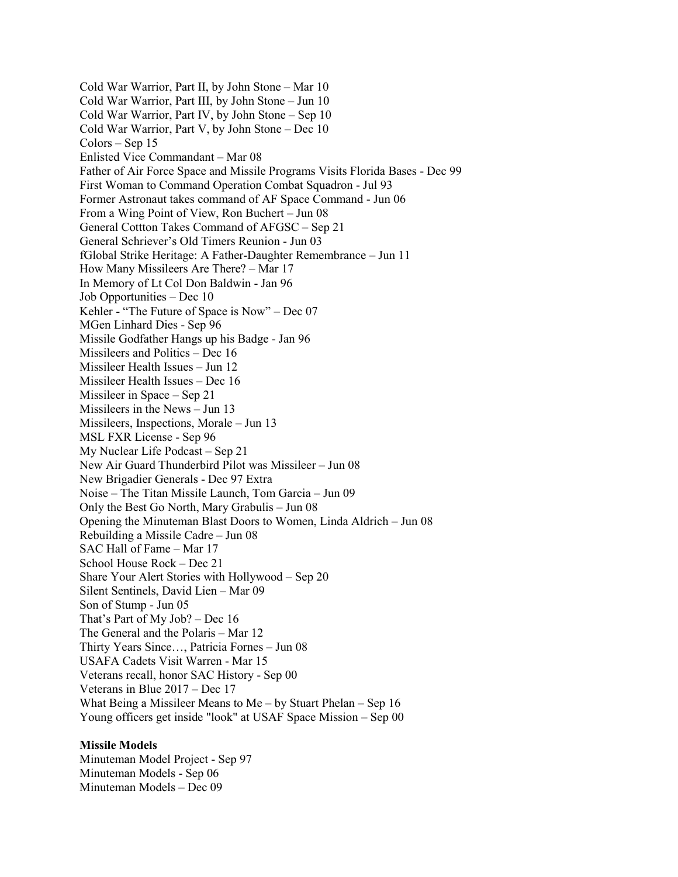Cold War Warrior, Part II, by John Stone – Mar 10
Cold War Warrior, Part III, by John Stone – Jun 10
Cold War Warrior, Part IV, by John Stone – Sep 10
Cold War Warrior, Part V, by John Stone – Dec 10
Colors – Sep 15
Enlisted Vice Commandant – Mar 08
Father of Air Force Space and Missile Programs Visits Florida Bases - Dec 99
First Woman to Command Operation Combat Squadron - Jul 93
Former Astronaut takes command of AF Space Command - Jun 06
From a Wing Point of View, Ron Buchert – Jun 08
General Cottton Takes Command of AFGSC – Sep 21
General Schriever's Old Timers Reunion - Jun 03
fGlobal Strike Heritage: A Father-Daughter Remembrance – Jun 11
How Many Missileers Are There? – Mar 17
In Memory of Lt Col Don Baldwin - Jan 96
Job Opportunities – Dec 10
Kehler - "The Future of Space is Now" – Dec 07
MGen Linhard Dies - Sep 96
Missile Godfather Hangs up his Badge - Jan 96
Missileers and Politics – Dec 16
Missileer Health Issues – Jun 12
Missileer Health Issues – Dec 16
Missileer in Space – Sep 21
Missileers in the News – Jun 13
Missileers, Inspections, Morale – Jun 13
MSL FXR License - Sep 96
My Nuclear Life Podcast – Sep 21
New Air Guard Thunderbird Pilot was Missileer – Jun 08
New Brigadier Generals - Dec 97 Extra
Noise – The Titan Missile Launch, Tom Garcia – Jun 09
Only the Best Go North, Mary Grabulis – Jun 08
Opening the Minuteman Blast Doors to Women, Linda Aldrich – Jun 08
Rebuilding a Missile Cadre – Jun 08
SAC Hall of Fame – Mar 17
School House Rock – Dec 21
Share Your Alert Stories with Hollywood – Sep 20
Silent Sentinels, David Lien – Mar 09
Son of Stump - Jun 05
That's Part of My Job? – Dec 16
The General and the Polaris – Mar 12
Thirty Years Since…, Patricia Fornes – Jun 08
USAFA Cadets Visit Warren - Mar 15
Veterans recall, honor SAC History - Sep 00
Veterans in Blue 2017 – Dec 17
What Being a Missileer Means to Me – by Stuart Phelan – Sep 16
Young officers get inside "look" at USAF Space Mission – Sep 00

**Missile Models**
Minuteman Model Project - Sep 97
Minuteman Models - Sep 06
Minuteman Models – Dec 09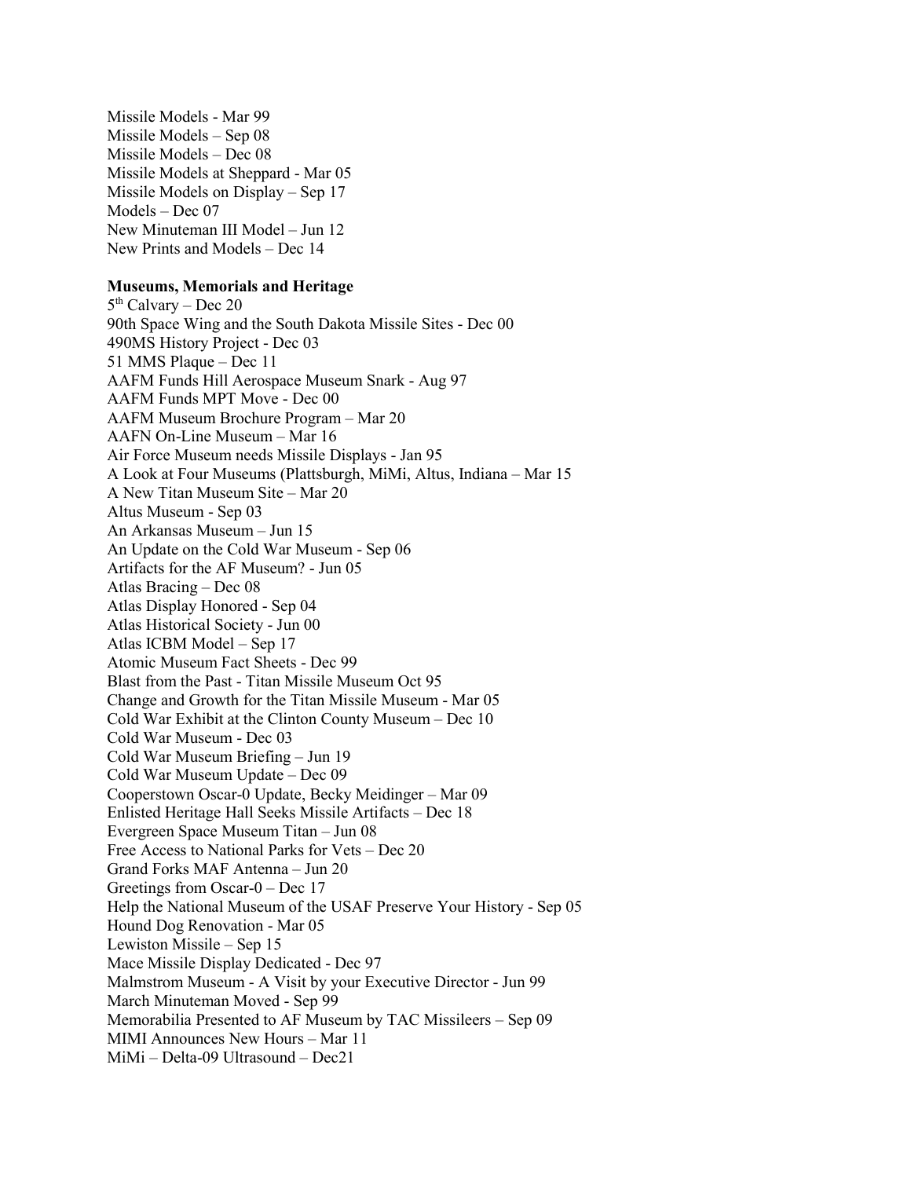Missile Models - Mar 99
Missile Models – Sep 08
Missile Models – Dec 08
Missile Models at Sheppard - Mar 05
Missile Models on Display – Sep 17
Models – Dec 07
New Minuteman III Model – Jun 12
New Prints and Models – Dec 14

**Museums, Memorials and Heritage**
5th Calvary – Dec 20
90th Space Wing and the South Dakota Missile Sites - Dec 00
490MS History Project - Dec 03
51 MMS Plaque – Dec 11
AAFM Funds Hill Aerospace Museum Snark - Aug 97
AAFM Funds MPT Move - Dec 00
AAFM Museum Brochure Program – Mar 20
AAFN On-Line Museum – Mar 16
Air Force Museum needs Missile Displays - Jan 95
A Look at Four Museums (Plattsburgh, MiMi, Altus, Indiana – Mar 15
A New Titan Museum Site – Mar 20
Altus Museum - Sep 03
An Arkansas Museum – Jun 15
An Update on the Cold War Museum - Sep 06
Artifacts for the AF Museum? - Jun 05
Atlas Bracing – Dec 08
Atlas Display Honored - Sep 04
Atlas Historical Society - Jun 00
Atlas ICBM Model – Sep 17
Atomic Museum Fact Sheets - Dec 99
Blast from the Past - Titan Missile Museum Oct 95
Change and Growth for the Titan Missile Museum - Mar 05
Cold War Exhibit at the Clinton County Museum – Dec 10
Cold War Museum - Dec 03
Cold War Museum Briefing – Jun 19
Cold War Museum Update – Dec 09
Cooperstown Oscar-0 Update, Becky Meidinger – Mar 09
Enlisted Heritage Hall Seeks Missile Artifacts – Dec 18
Evergreen Space Museum Titan – Jun 08
Free Access to National Parks for Vets – Dec 20
Grand Forks MAF Antenna – Jun 20
Greetings from Oscar-0 – Dec 17
Help the National Museum of the USAF Preserve Your History - Sep 05
Hound Dog Renovation - Mar 05
Lewiston Missile – Sep 15
Mace Missile Display Dedicated - Dec 97
Malmstrom Museum - A Visit by your Executive Director - Jun 99
March Minuteman Moved - Sep 99
Memorabilia Presented to AF Museum by TAC Missileers – Sep 09
MIMI Announces New Hours – Mar 11
MiMi – Delta-09 Ultrasound – Dec21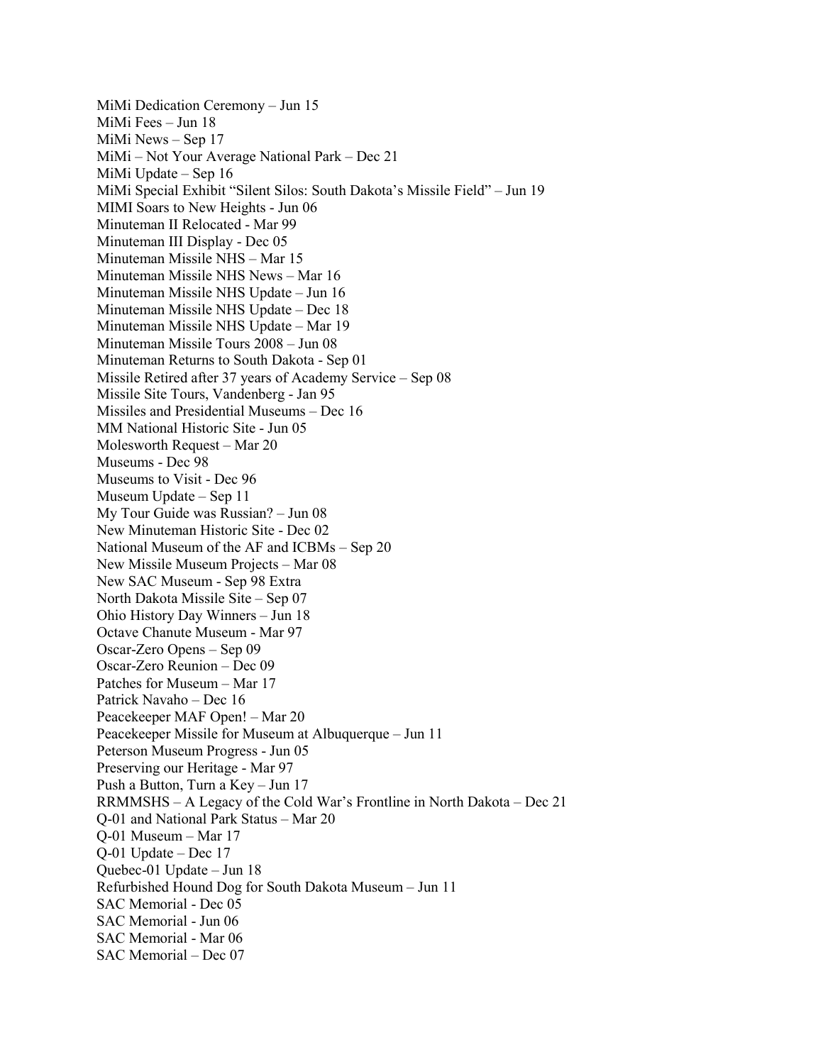MiMi Dedication Ceremony – Jun 15
MiMi Fees – Jun 18
MiMi News – Sep 17
MiMi – Not Your Average National Park – Dec 21
MiMi Update – Sep 16
MiMi Special Exhibit "Silent Silos: South Dakota's Missile Field" – Jun 19
MIMI Soars to New Heights - Jun 06
Minuteman II Relocated - Mar 99
Minuteman III Display - Dec 05
Minuteman Missile NHS – Mar 15
Minuteman Missile NHS News – Mar 16
Minuteman Missile NHS Update – Jun 16
Minuteman Missile NHS Update – Dec 18
Minuteman Missile NHS Update – Mar 19
Minuteman Missile Tours 2008 – Jun 08
Minuteman Returns to South Dakota - Sep 01
Missile Retired after 37 years of Academy Service – Sep 08
Missile Site Tours, Vandenberg - Jan 95
Missiles and Presidential Museums – Dec 16
MM National Historic Site - Jun 05
Molesworth Request – Mar 20
Museums - Dec 98
Museums to Visit - Dec 96
Museum Update – Sep 11
My Tour Guide was Russian? – Jun 08
New Minuteman Historic Site - Dec 02
National Museum of the AF and ICBMs – Sep 20
New Missile Museum Projects – Mar 08
New SAC Museum - Sep 98 Extra
North Dakota Missile Site – Sep 07
Ohio History Day Winners – Jun 18
Octave Chanute Museum - Mar 97
Oscar-Zero Opens – Sep 09
Oscar-Zero Reunion – Dec 09
Patches for Museum – Mar 17
Patrick Navaho – Dec 16
Peacekeeper MAF Open! – Mar 20
Peacekeeper Missile for Museum at Albuquerque – Jun 11
Peterson Museum Progress - Jun 05
Preserving our Heritage - Mar 97
Push a Button, Turn a Key – Jun 17
RRMMSHS – A Legacy of the Cold War's Frontline in North Dakota – Dec 21
Q-01 and National Park Status – Mar 20
Q-01 Museum – Mar 17
Q-01 Update – Dec 17
Quebec-01 Update – Jun 18
Refurbished Hound Dog for South Dakota Museum – Jun 11
SAC Memorial - Dec 05
SAC Memorial - Jun 06
SAC Memorial - Mar 06
SAC Memorial – Dec 07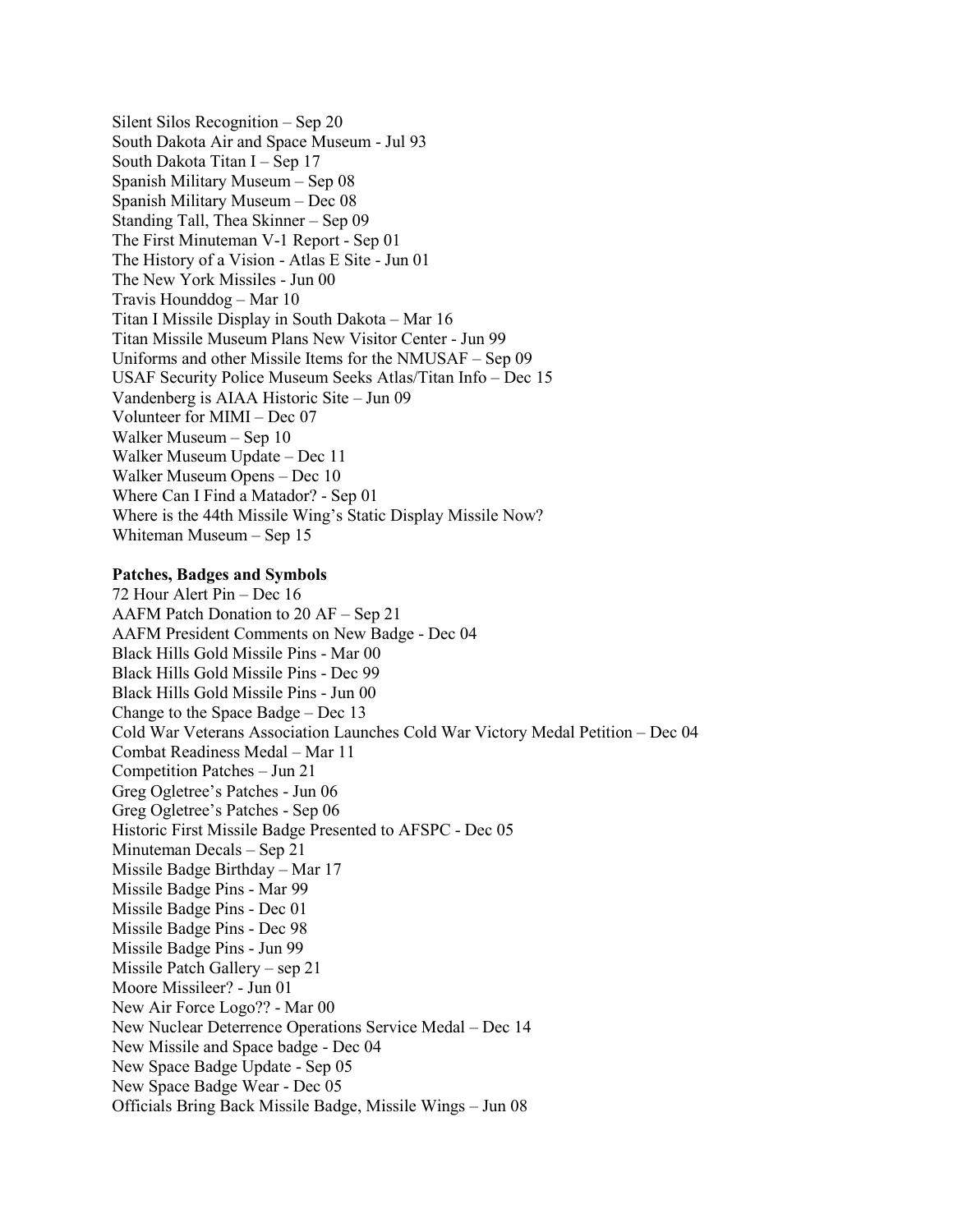Silent Silos Recognition – Sep 20
South Dakota Air and Space Museum - Jul 93
South Dakota Titan I – Sep 17
Spanish Military Museum – Sep 08
Spanish Military Museum – Dec 08
Standing Tall, Thea Skinner – Sep 09
The First Minuteman V-1 Report - Sep 01
The History of a Vision - Atlas E Site - Jun 01
The New York Missiles - Jun 00
Travis Hounddog – Mar 10
Titan I Missile Display in South Dakota – Mar 16
Titan Missile Museum Plans New Visitor Center - Jun 99
Uniforms and other Missile Items for the NMUSAF – Sep 09
USAF Security Police Museum Seeks Atlas/Titan Info – Dec 15
Vandenberg is AIAA Historic Site – Jun 09
Volunteer for MIMI – Dec 07
Walker Museum – Sep 10
Walker Museum Update – Dec 11
Walker Museum Opens – Dec 10
Where Can I Find a Matador? - Sep 01
Where is the 44th Missile Wing's Static Display Missile Now?
Whiteman Museum – Sep 15

**Patches, Badges and Symbols**
72 Hour Alert Pin – Dec 16
AAFM Patch Donation to 20 AF – Sep 21
AAFM President Comments on New Badge - Dec 04
Black Hills Gold Missile Pins - Mar 00
Black Hills Gold Missile Pins - Dec 99
Black Hills Gold Missile Pins - Jun 00
Change to the Space Badge – Dec 13
Cold War Veterans Association Launches Cold War Victory Medal Petition – Dec 04
Combat Readiness Medal – Mar 11
Competition Patches – Jun 21
Greg Ogletree's Patches - Jun 06
Greg Ogletree's Patches - Sep 06
Historic First Missile Badge Presented to AFSPC - Dec 05
Minuteman Decals – Sep 21
Missile Badge Birthday – Mar 17
Missile Badge Pins - Mar 99
Missile Badge Pins - Dec 01
Missile Badge Pins - Dec 98
Missile Badge Pins - Jun 99
Missile Patch Gallery – sep 21
Moore Missileer? - Jun 01
New Air Force Logo?? - Mar 00
New Nuclear Deterrence Operations Service Medal – Dec 14
New Missile and Space badge - Dec 04
New Space Badge Update - Sep 05
New Space Badge Wear - Dec 05
Officials Bring Back Missile Badge, Missile Wings – Jun 08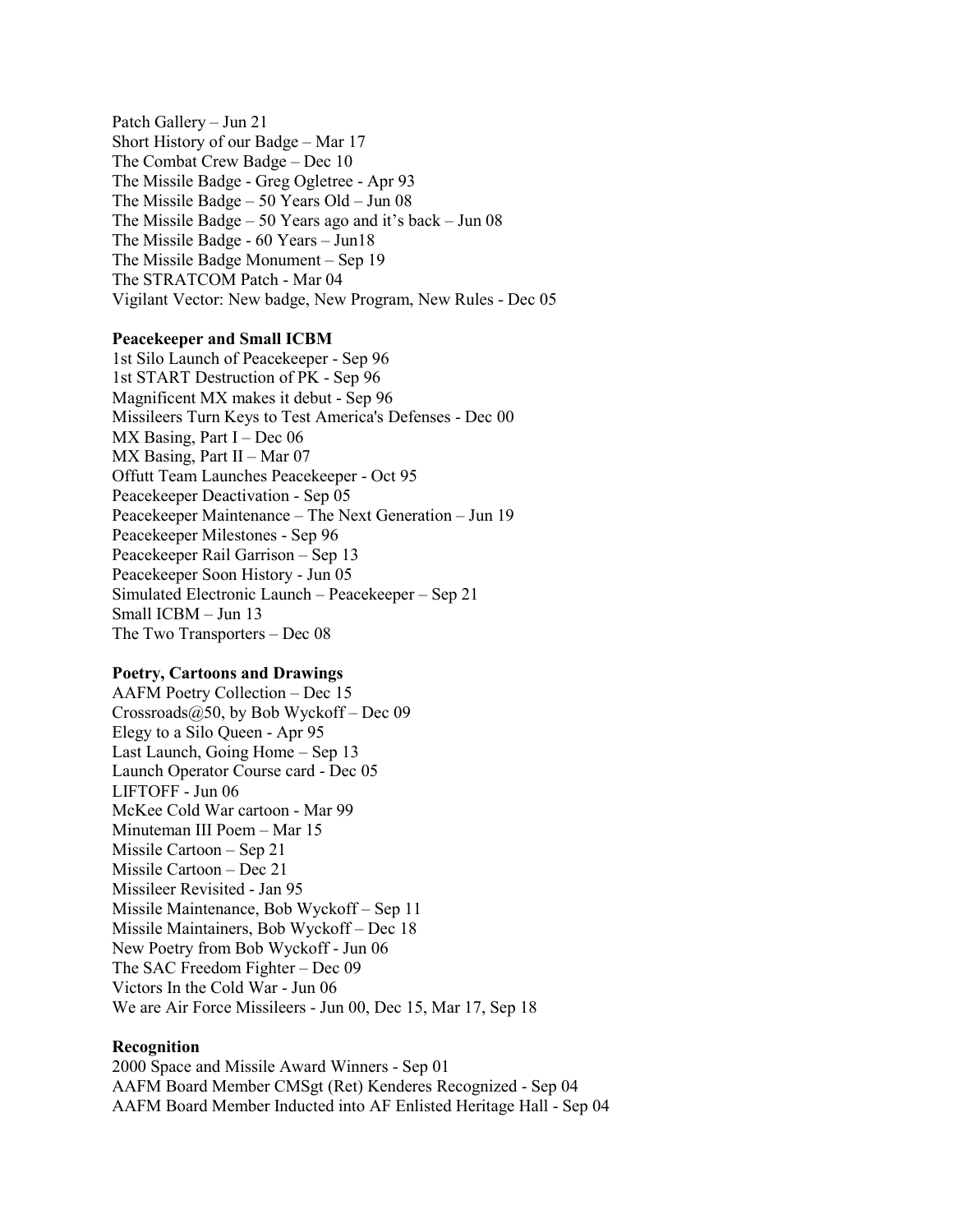Patch Gallery – Jun 21
Short History of our Badge – Mar 17
The Combat Crew Badge – Dec 10
The Missile Badge - Greg Ogletree - Apr 93
The Missile Badge – 50 Years Old – Jun 08
The Missile Badge – 50 Years ago and it's back – Jun 08
The Missile Badge - 60 Years – Jun18
The Missile Badge Monument – Sep 19
The STRATCOM Patch - Mar 04
Vigilant Vector: New badge, New Program, New Rules - Dec 05

**Peacekeeper and Small ICBM**
1st Silo Launch of Peacekeeper - Sep 96
1st START Destruction of PK - Sep 96
Magnificent MX makes it debut - Sep 96
Missileers Turn Keys to Test America's Defenses - Dec 00
MX Basing, Part I – Dec 06
MX Basing, Part II – Mar 07
Offutt Team Launches Peacekeeper - Oct 95
Peacekeeper Deactivation - Sep 05
Peacekeeper Maintenance – The Next Generation – Jun 19
Peacekeeper Milestones - Sep 96
Peacekeeper Rail Garrison – Sep 13
Peacekeeper Soon History - Jun 05
Simulated Electronic Launch – Peacekeeper – Sep 21
Small ICBM – Jun 13
The Two Transporters – Dec 08

**Poetry, Cartoons and Drawings**
AAFM Poetry Collection – Dec 15
Crossroads@50, by Bob Wyckoff – Dec 09
Elegy to a Silo Queen - Apr 95
Last Launch, Going Home – Sep 13
Launch Operator Course card - Dec 05
LIFTOFF - Jun 06
McKee Cold War cartoon - Mar 99
Minuteman III Poem – Mar 15
Missile Cartoon – Sep 21
Missile Cartoon – Dec 21
Missileer Revisited - Jan 95
Missile Maintenance, Bob Wyckoff – Sep 11
Missile Maintainers, Bob Wyckoff – Dec 18
New Poetry from Bob Wyckoff - Jun 06
The SAC Freedom Fighter – Dec 09
Victors In the Cold War - Jun 06
We are Air Force Missileers - Jun 00, Dec 15, Mar 17, Sep 18

**Recognition**
2000 Space and Missile Award Winners - Sep 01
AAFM Board Member CMSgt (Ret) Kenderes Recognized - Sep 04
AAFM Board Member Inducted into AF Enlisted Heritage Hall - Sep 04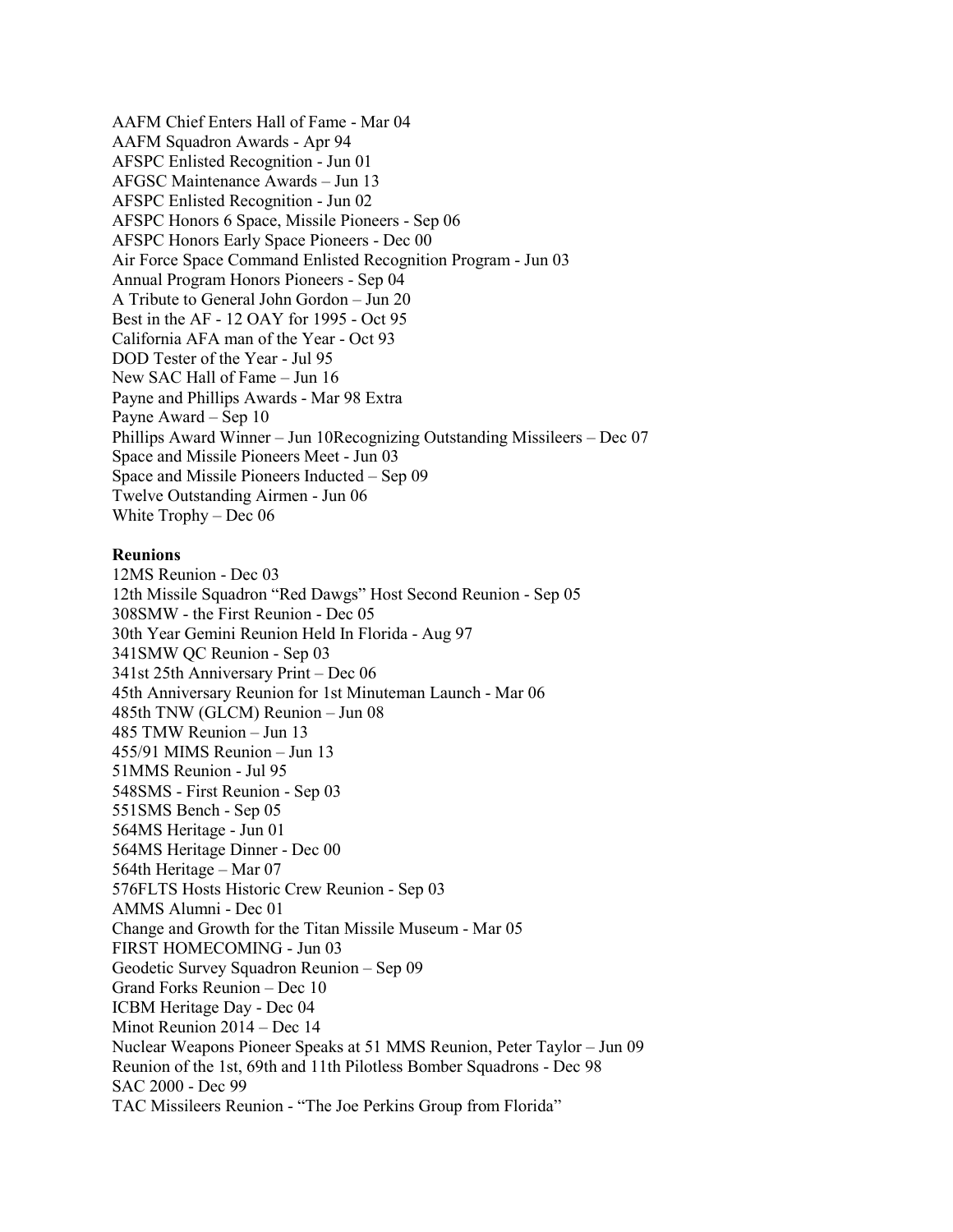AAFM Chief Enters Hall of Fame - Mar 04
AAFM Squadron Awards - Apr 94
AFSPC Enlisted Recognition - Jun 01
AFGSC Maintenance Awards – Jun 13
AFSPC Enlisted Recognition - Jun 02
AFSPC Honors 6 Space, Missile Pioneers - Sep 06
AFSPC Honors Early Space Pioneers - Dec 00
Air Force Space Command Enlisted Recognition Program - Jun 03
Annual Program Honors Pioneers - Sep 04
A Tribute to General John Gordon – Jun 20
Best in the AF - 12 OAY for 1995 - Oct 95
California AFA man of the Year - Oct 93
DOD Tester of the Year - Jul 95
New SAC Hall of Fame – Jun 16
Payne and Phillips Awards - Mar 98 Extra
Payne Award – Sep 10
Phillips Award Winner – Jun 10Recognizing Outstanding Missileers – Dec 07
Space and Missile Pioneers Meet - Jun 03
Space and Missile Pioneers Inducted – Sep 09
Twelve Outstanding Airmen - Jun 06
White Trophy – Dec 06

**Reunions**

12MS Reunion - Dec 03
12th Missile Squadron "Red Dawgs" Host Second Reunion - Sep 05
308SMW - the First Reunion - Dec 05
30th Year Gemini Reunion Held In Florida - Aug 97
341SMW QC Reunion - Sep 03
341st 25th Anniversary Print – Dec 06
45th Anniversary Reunion for 1st Minuteman Launch - Mar 06
485th TNW (GLCM) Reunion – Jun 08
485 TMW Reunion – Jun 13
455/91 MIMS Reunion – Jun 13
51MMS Reunion - Jul 95
548SMS - First Reunion - Sep 03
551SMS Bench - Sep 05
564MS Heritage - Jun 01
564MS Heritage Dinner - Dec 00
564th Heritage – Mar 07
576FLTS Hosts Historic Crew Reunion - Sep 03
AMMS Alumni - Dec 01
Change and Growth for the Titan Missile Museum - Mar 05
FIRST HOMECOMING - Jun 03
Geodetic Survey Squadron Reunion – Sep 09
Grand Forks Reunion – Dec 10
ICBM Heritage Day - Dec 04
Minot Reunion 2014 – Dec 14
Nuclear Weapons Pioneer Speaks at 51 MMS Reunion, Peter Taylor – Jun 09
Reunion of the 1st, 69th and 11th Pilotless Bomber Squadrons - Dec 98
SAC 2000 - Dec 99
TAC Missileers Reunion - "The Joe Perkins Group from Florida"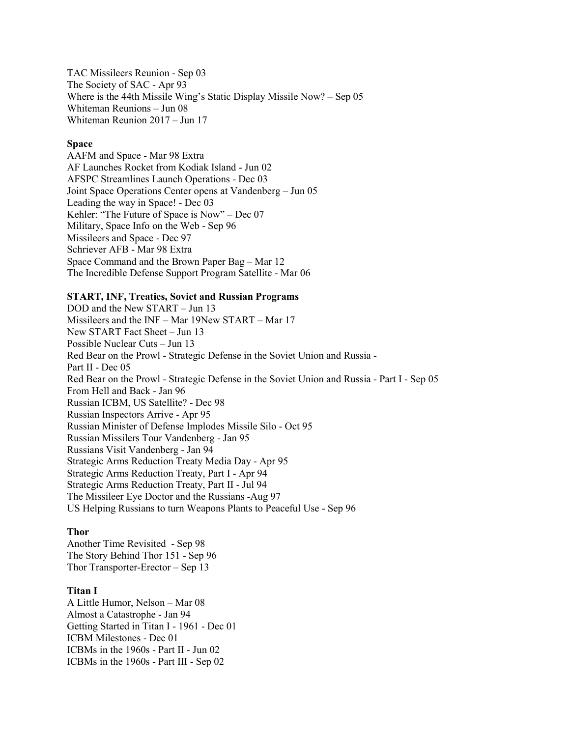TAC Missileers Reunion - Sep 03
The Society of SAC - Apr 93
Where is the 44th Missile Wing's Static Display Missile Now? – Sep 05
Whiteman Reunions – Jun 08
Whiteman Reunion 2017 – Jun 17

**Space**

AAFM and Space - Mar 98 Extra
AF Launches Rocket from Kodiak Island - Jun 02
AFSPC Streamlines Launch Operations - Dec 03
Joint Space Operations Center opens at Vandenberg – Jun 05
Leading the way in Space! - Dec 03
Kehler: "The Future of Space is Now" – Dec 07
Military, Space Info on the Web - Sep 96
Missileers and Space - Dec 97
Schriever AFB - Mar 98 Extra
Space Command and the Brown Paper Bag – Mar 12
The Incredible Defense Support Program Satellite - Mar 06

**START, INF, Treaties, Soviet and Russian Programs**

DOD and the New START – Jun 13
Missileers and the INF – Mar 19New START – Mar 17
New START Fact Sheet – Jun 13
Possible Nuclear Cuts – Jun 13
Red Bear on the Prowl - Strategic Defense in the Soviet Union and Russia -
Part II - Dec 05
Red Bear on the Prowl - Strategic Defense in the Soviet Union and Russia - Part I - Sep 05
From Hell and Back - Jan 96
Russian ICBM, US Satellite? - Dec 98
Russian Inspectors Arrive - Apr 95
Russian Minister of Defense Implodes Missile Silo - Oct 95
Russian Missilers Tour Vandenberg - Jan 95
Russians Visit Vandenberg - Jan 94
Strategic Arms Reduction Treaty Media Day - Apr 95
Strategic Arms Reduction Treaty, Part I - Apr 94
Strategic Arms Reduction Treaty, Part II - Jul 94
The Missileer Eye Doctor and the Russians -Aug 97
US Helping Russians to turn Weapons Plants to Peaceful Use - Sep 96

**Thor**

Another Time Revisited - Sep 98
The Story Behind Thor 151 - Sep 96
Thor Transporter-Erector – Sep 13

**Titan I**

A Little Humor, Nelson – Mar 08
Almost a Catastrophe - Jan 94
Getting Started in Titan I - 1961 - Dec 01
ICBM Milestones - Dec 01
ICBMs in the 1960s - Part II - Jun 02
ICBMs in the 1960s - Part III - Sep 02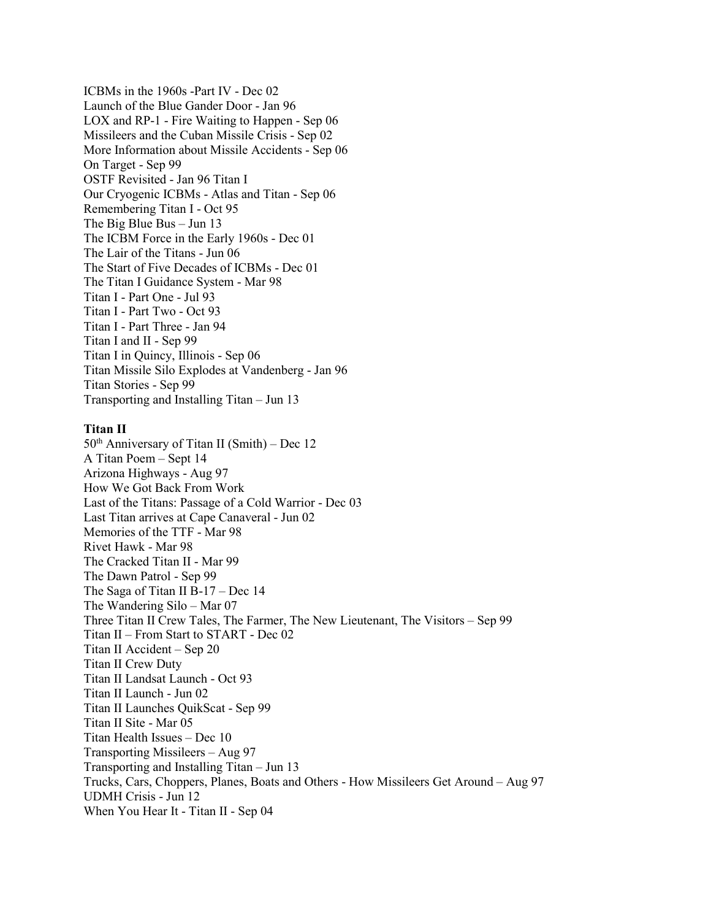ICBMs in the 1960s -Part IV - Dec 02
Launch of the Blue Gander Door - Jan 96
LOX and RP-1 - Fire Waiting to Happen - Sep 06
Missileers and the Cuban Missile Crisis - Sep 02
More Information about Missile Accidents - Sep 06
On Target - Sep 99
OSTF Revisited - Jan 96 Titan I
Our Cryogenic ICBMs - Atlas and Titan - Sep 06
Remembering Titan I - Oct 95
The Big Blue Bus – Jun 13
The ICBM Force in the Early 1960s - Dec 01
The Lair of the Titans - Jun 06
The Start of Five Decades of ICBMs - Dec 01
The Titan I Guidance System - Mar 98
Titan I - Part One - Jul 93
Titan I - Part Two - Oct 93
Titan I - Part Three - Jan 94
Titan I and II - Sep 99
Titan I in Quincy, Illinois - Sep 06
Titan Missile Silo Explodes at Vandenberg - Jan 96
Titan Stories - Sep 99
Transporting and Installing Titan – Jun 13

**Titan II**

50th Anniversary of Titan II (Smith) – Dec 12
A Titan Poem – Sept 14
Arizona Highways - Aug 97
How We Got Back From Work
Last of the Titans: Passage of a Cold Warrior - Dec 03
Last Titan arrives at Cape Canaveral - Jun 02
Memories of the TTF - Mar 98
Rivet Hawk - Mar 98
The Cracked Titan II - Mar 99
The Dawn Patrol - Sep 99
The Saga of Titan II B-17 – Dec 14
The Wandering Silo – Mar 07
Three Titan II Crew Tales, The Farmer, The New Lieutenant, The Visitors – Sep 99
Titan II – From Start to START - Dec 02
Titan II Accident – Sep 20
Titan II Crew Duty
Titan II Landsat Launch - Oct 93
Titan II Launch - Jun 02
Titan II Launches QuikScat - Sep 99
Titan II Site - Mar 05
Titan Health Issues – Dec 10
Transporting Missileers – Aug 97
Transporting and Installing Titan – Jun 13
Trucks, Cars, Choppers, Planes, Boats and Others - How Missileers Get Around – Aug 97
UDMH Crisis - Jun 12
When You Hear It - Titan II - Sep 04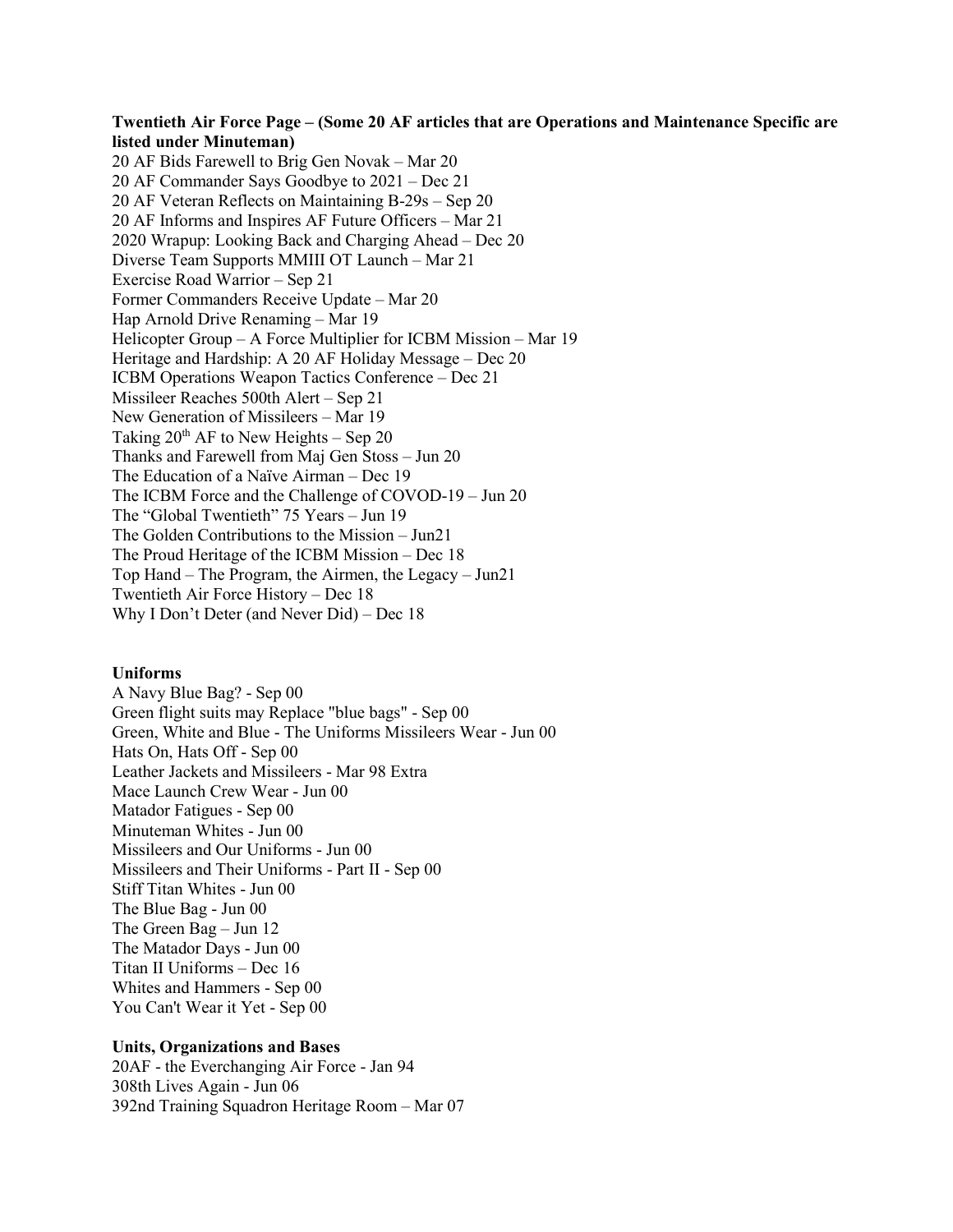**Twentieth Air Force Page – (Some 20 AF articles that are Operations and Maintenance Specific are listed under Minuteman)**

20 AF Bids Farewell to Brig Gen Novak – Mar 20
20 AF Commander Says Goodbye to 2021 – Dec 21
20 AF Veteran Reflects on Maintaining B-29s – Sep 20
20 AF Informs and Inspires AF Future Officers – Mar 21
2020 Wrapup: Looking Back and Charging Ahead – Dec 20
Diverse Team Supports MMIII OT Launch – Mar 21
Exercise Road Warrior – Sep 21
Former Commanders Receive Update – Mar 20
Hap Arnold Drive Renaming – Mar 19
Helicopter Group – A Force Multiplier for ICBM Mission – Mar 19
Heritage and Hardship: A 20 AF Holiday Message – Dec 20
ICBM Operations Weapon Tactics Conference – Dec 21
Missileer Reaches 500th Alert – Sep 21
New Generation of Missileers – Mar 19
Taking 20th AF to New Heights – Sep 20
Thanks and Farewell from Maj Gen Stoss – Jun 20
The Education of a Naïve Airman – Dec 19
The ICBM Force and the Challenge of COVOD-19 – Jun 20
The "Global Twentieth" 75 Years – Jun 19
The Golden Contributions to the Mission – Jun21
The Proud Heritage of the ICBM Mission – Dec 18
Top Hand – The Program, the Airmen, the Legacy – Jun21
Twentieth Air Force History – Dec 18
Why I Don't Deter (and Never Did) – Dec 18

**Uniforms**

A Navy Blue Bag? - Sep 00
Green flight suits may Replace "blue bags" - Sep 00
Green, White and Blue - The Uniforms Missileers Wear - Jun 00
Hats On, Hats Off - Sep 00
Leather Jackets and Missileers - Mar 98 Extra
Mace Launch Crew Wear - Jun 00
Matador Fatigues - Sep 00
Minuteman Whites - Jun 00
Missileers and Our Uniforms - Jun 00
Missileers and Their Uniforms - Part II - Sep 00
Stiff Titan Whites - Jun 00
The Blue Bag - Jun 00
The Green Bag – Jun 12
The Matador Days - Jun 00
Titan II Uniforms – Dec 16
Whites and Hammers - Sep 00
You Can't Wear it Yet - Sep 00

**Units, Organizations and Bases**

20AF - the Everchanging Air Force - Jan 94
308th Lives Again - Jun 06
392nd Training Squadron Heritage Room – Mar 07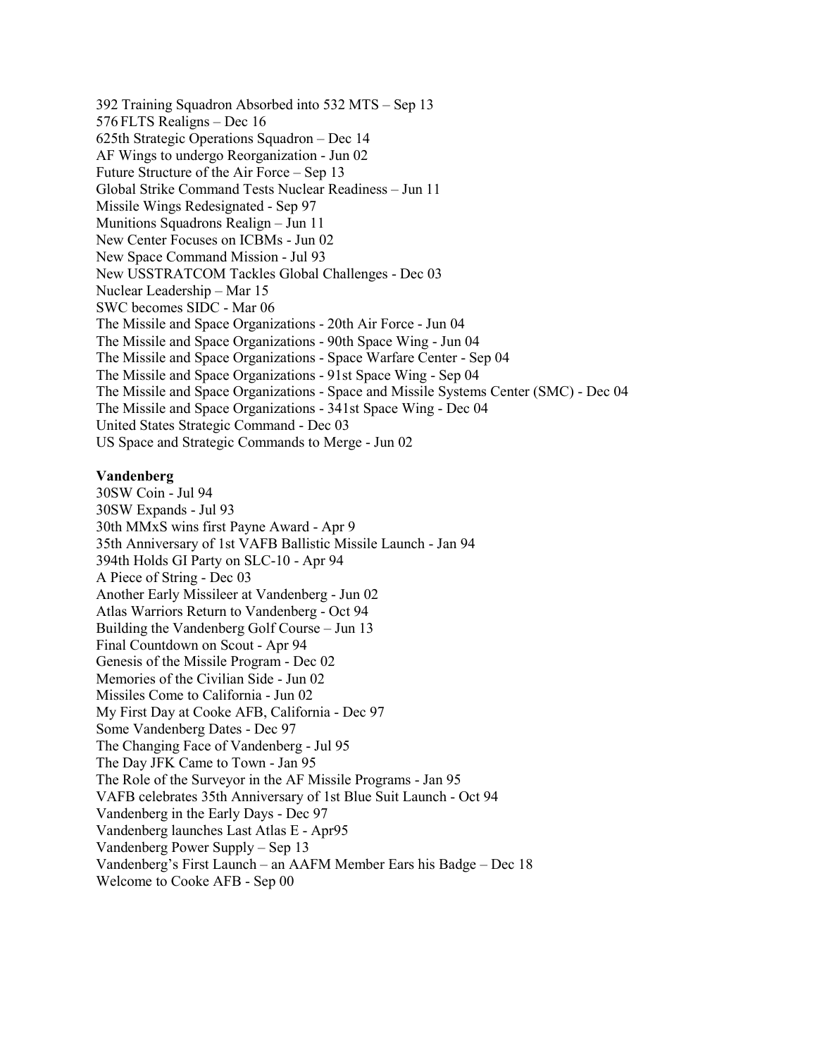392 Training Squadron Absorbed into 532 MTS – Sep 13
576 FLTS Realigns – Dec 16
625th Strategic Operations Squadron – Dec 14
AF Wings to undergo Reorganization - Jun 02
Future Structure of the Air Force – Sep 13
Global Strike Command Tests Nuclear Readiness – Jun 11
Missile Wings Redesignated - Sep 97
Munitions Squadrons Realign – Jun 11
New Center Focuses on ICBMs - Jun 02
New Space Command Mission - Jul 93
New USSTRATCOM Tackles Global Challenges - Dec 03
Nuclear Leadership – Mar 15
SWC becomes SIDC - Mar 06
The Missile and Space Organizations - 20th Air Force - Jun 04
The Missile and Space Organizations - 90th Space Wing - Jun 04
The Missile and Space Organizations - Space Warfare Center - Sep 04
The Missile and Space Organizations - 91st Space Wing - Sep 04
The Missile and Space Organizations - Space and Missile Systems Center (SMC) - Dec 04
The Missile and Space Organizations - 341st Space Wing - Dec 04
United States Strategic Command - Dec 03
US Space and Strategic Commands to Merge - Jun 02

**Vandenberg**
30SW Coin - Jul 94
30SW Expands - Jul 93
30th MMxS wins first Payne Award - Apr 9
35th Anniversary of 1st VAFB Ballistic Missile Launch - Jan 94
394th Holds GI Party on SLC-10 - Apr 94
A Piece of String - Dec 03
Another Early Missileer at Vandenberg - Jun 02
Atlas Warriors Return to Vandenberg - Oct 94
Building the Vandenberg Golf Course – Jun 13
Final Countdown on Scout - Apr 94
Genesis of the Missile Program - Dec 02
Memories of the Civilian Side - Jun 02
Missiles Come to California - Jun 02
My First Day at Cooke AFB, California - Dec 97
Some Vandenberg Dates - Dec 97
The Changing Face of Vandenberg - Jul 95
The Day JFK Came to Town - Jan 95
The Role of the Surveyor in the AF Missile Programs - Jan 95
VAFB celebrates 35th Anniversary of 1st Blue Suit Launch - Oct 94
Vandenberg in the Early Days - Dec 97
Vandenberg launches Last Atlas E - Apr95
Vandenberg Power Supply – Sep 13
Vandenberg's First Launch – an AAFM Member Ears his Badge – Dec 18
Welcome to Cooke AFB - Sep 00